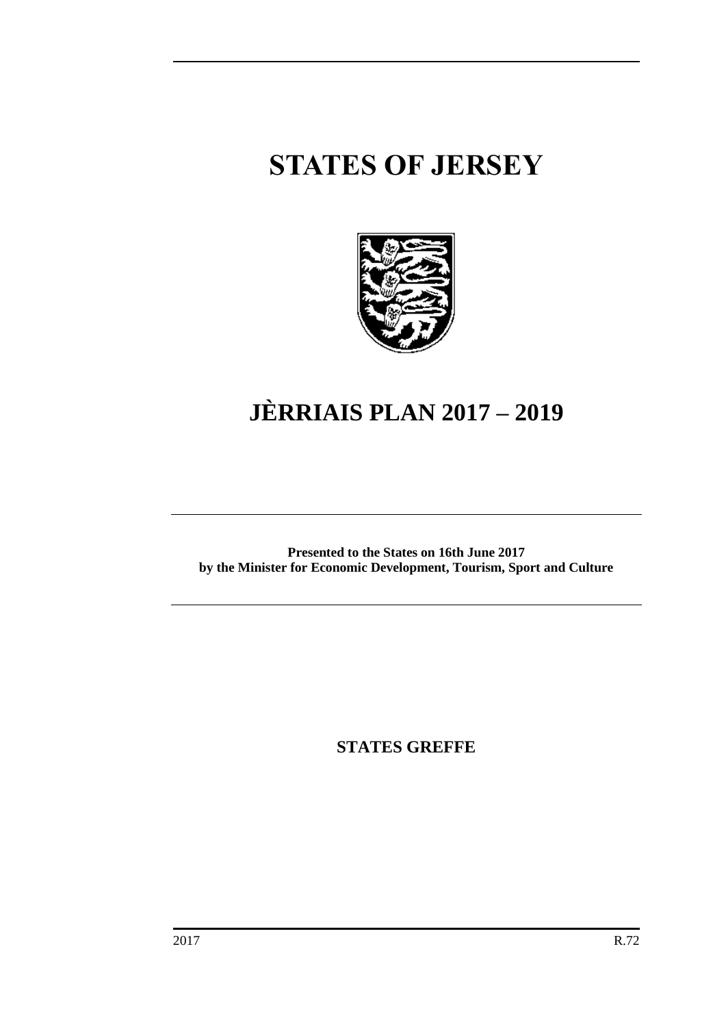# STATES OF JERSEY

# JÈRRIAIS PLAN 2017 – 2019

**Presented to the States on 16th June 2017**
**by the Minister for Economic Development, Tourism, Sport and Culture**

**STATES GREFFE**

2017 R.72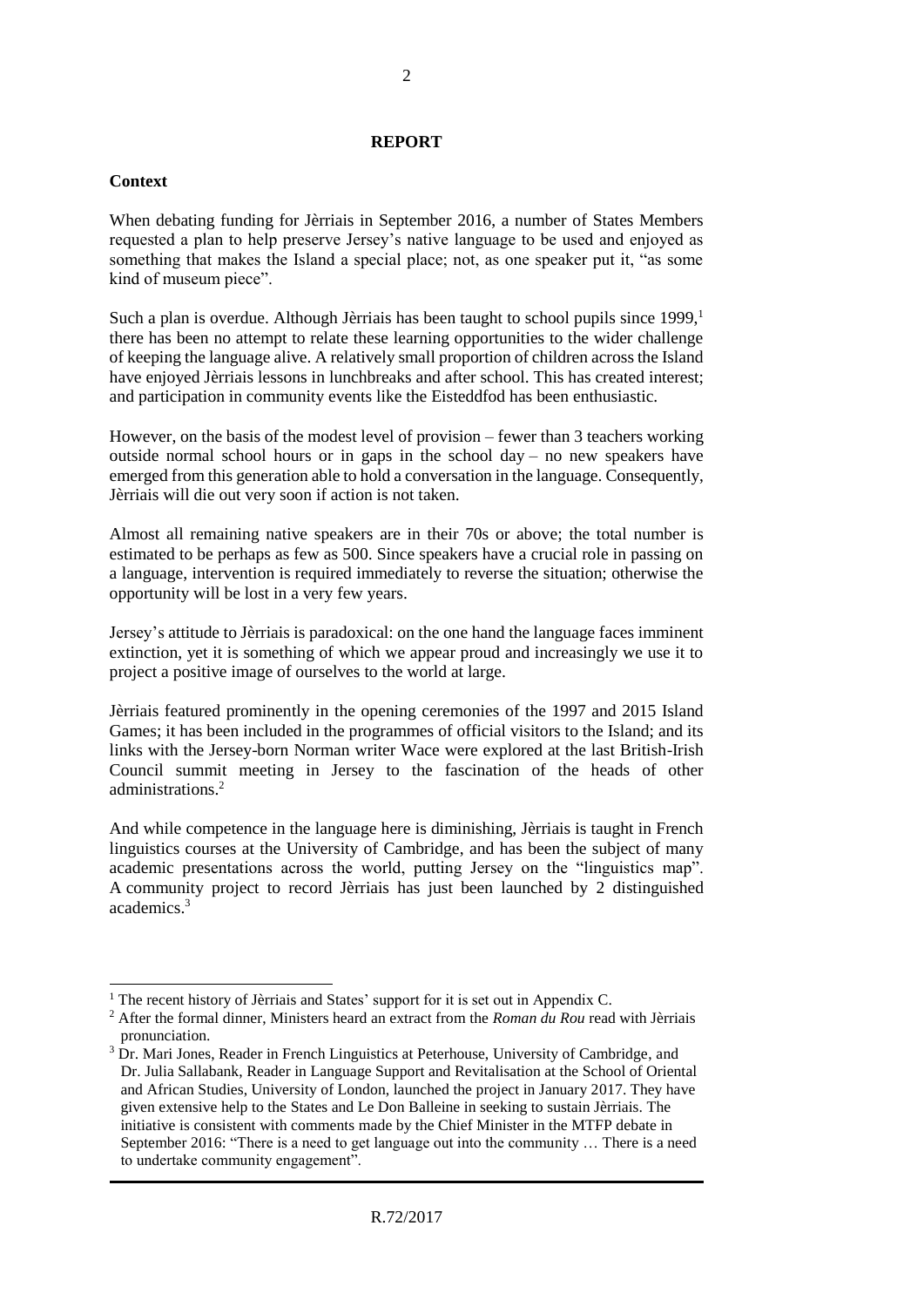## REPORT

### Context

When debating funding for Jèrriais in September 2016, a number of States Members requested a plan to help preserve Jersey's native language to be used and enjoyed as something that makes the Island a special place; not, as one speaker put it, "as some kind of museum piece".

Such a plan is overdue. Although Jèrriais has been taught to school pupils since 1999,[1] there has been no attempt to relate these learning opportunities to the wider challenge of keeping the language alive. A relatively small proportion of children across the Island have enjoyed Jèrriais lessons in lunchbreaks and after school. This has created interest; and participation in community events like the Eisteddfod has been enthusiastic.

However, on the basis of the modest level of provision – fewer than 3 teachers working outside normal school hours or in gaps in the school day – no new speakers have emerged from this generation able to hold a conversation in the language. Consequently, Jèrriais will die out very soon if action is not taken.

Almost all remaining native speakers are in their 70s or above; the total number is estimated to be perhaps as few as 500. Since speakers have a crucial role in passing on a language, intervention is required immediately to reverse the situation; otherwise the opportunity will be lost in a very few years.

Jersey's attitude to Jèrriais is paradoxical: on the one hand the language faces imminent extinction, yet it is something of which we appear proud and increasingly we use it to project a positive image of ourselves to the world at large.

Jèrriais featured prominently in the opening ceremonies of the 1997 and 2015 Island Games; it has been included in the programmes of official visitors to the Island; and its links with the Jersey-born Norman writer Wace were explored at the last British-Irish Council summit meeting in Jersey to the fascination of the heads of other administrations.[2]

And while competence in the language here is diminishing, Jèrriais is taught in French linguistics courses at the University of Cambridge, and has been the subject of many academic presentations across the world, putting Jersey on the "linguistics map". A community project to record Jèrriais has just been launched by 2 distinguished academics.[3]

---

[1] The recent history of Jèrriais and States' support for it is set out in Appendix C.

[2] After the formal dinner, Ministers heard an extract from the *Roman du Rou* read with Jèrriais pronunciation.

[3] Dr. Mari Jones, Reader in French Linguistics at Peterhouse, University of Cambridge, and Dr. Julia Sallabank, Reader in Language Support and Revitalisation at the School of Oriental and African Studies, University of London, launched the project in January 2017. They have given extensive help to the States and Le Don Balleine in seeking to sustain Jèrriais. The initiative is consistent with comments made by the Chief Minister in the MTFP debate in September 2016: "There is a need to get language out into the community … There is a need to undertake community engagement".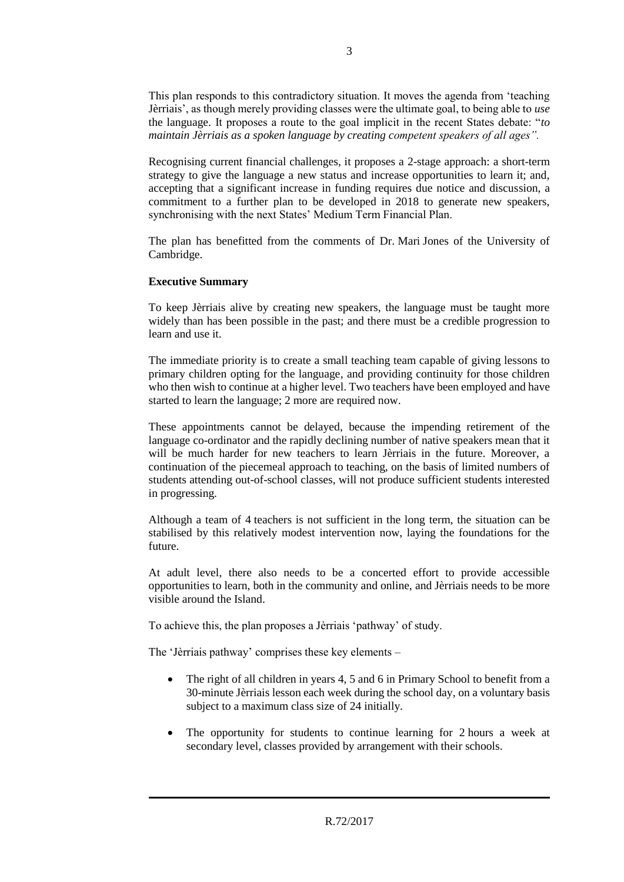This plan responds to this contradictory situation. It moves the agenda from 'teaching Jèrriais', as though merely providing classes were the ultimate goal, to being able to *use* the language. It proposes a route to the goal implicit in the recent States debate: "*to maintain Jèrriais as a spoken language by creating competent speakers of all ages".*

Recognising current financial challenges, it proposes a 2-stage approach: a short-term strategy to give the language a new status and increase opportunities to learn it; and, accepting that a significant increase in funding requires due notice and discussion, a commitment to a further plan to be developed in 2018 to generate new speakers, synchronising with the next States' Medium Term Financial Plan.

The plan has benefitted from the comments of Dr. Mari Jones of the University of Cambridge.

**Executive Summary**

To keep Jèrriais alive by creating new speakers, the language must be taught more widely than has been possible in the past; and there must be a credible progression to learn and use it.

The immediate priority is to create a small teaching team capable of giving lessons to primary children opting for the language, and providing continuity for those children who then wish to continue at a higher level. Two teachers have been employed and have started to learn the language; 2 more are required now.

These appointments cannot be delayed, because the impending retirement of the language co-ordinator and the rapidly declining number of native speakers mean that it will be much harder for new teachers to learn Jèrriais in the future. Moreover, a continuation of the piecemeal approach to teaching, on the basis of limited numbers of students attending out-of-school classes, will not produce sufficient students interested in progressing.

Although a team of 4 teachers is not sufficient in the long term, the situation can be stabilised by this relatively modest intervention now, laying the foundations for the future.

At adult level, there also needs to be a concerted effort to provide accessible opportunities to learn, both in the community and online, and Jèrriais needs to be more visible around the Island.

To achieve this, the plan proposes a Jèrriais 'pathway' of study.

The 'Jèrriais pathway' comprises these key elements –

- The right of all children in years 4, 5 and 6 in Primary School to benefit from a 30-minute Jèrriais lesson each week during the school day, on a voluntary basis subject to a maximum class size of 24 initially.
- The opportunity for students to continue learning for 2 hours a week at secondary level, classes provided by arrangement with their schools.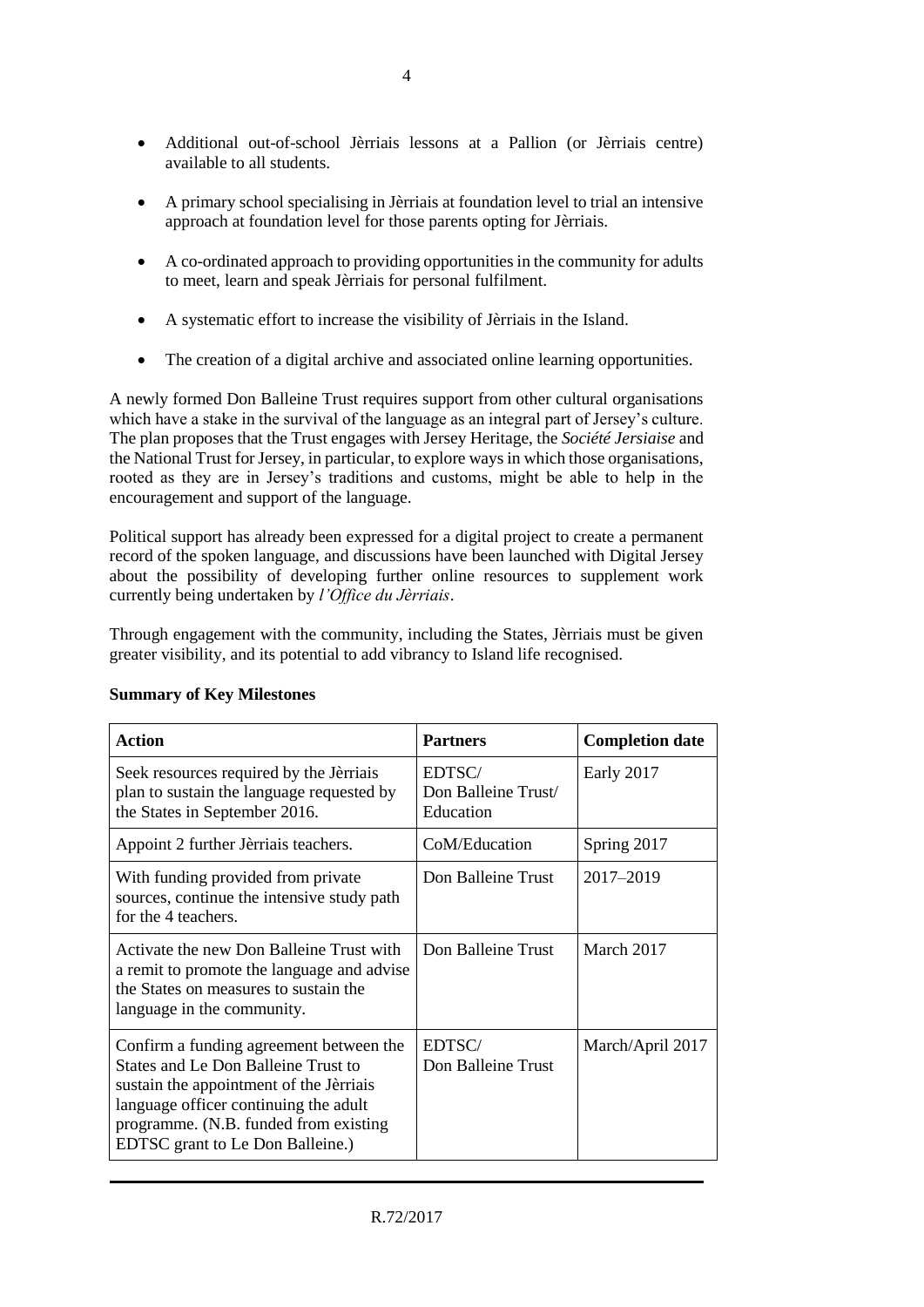- Additional out-of-school Jèrriais lessons at a Pallion (or Jèrriais centre) available to all students.

- A primary school specialising in Jèrriais at foundation level to trial an intensive approach at foundation level for those parents opting for Jèrriais.

- A co-ordinated approach to providing opportunities in the community for adults to meet, learn and speak Jèrriais for personal fulfilment.

- A systematic effort to increase the visibility of Jèrriais in the Island.

- The creation of a digital archive and associated online learning opportunities.

A newly formed Don Balleine Trust requires support from other cultural organisations which have a stake in the survival of the language as an integral part of Jersey's culture. The plan proposes that the Trust engages with Jersey Heritage, the *Société Jersiaise* and the National Trust for Jersey, in particular, to explore ways in which those organisations, rooted as they are in Jersey's traditions and customs, might be able to help in the encouragement and support of the language.

Political support has already been expressed for a digital project to create a permanent record of the spoken language, and discussions have been launched with Digital Jersey about the possibility of developing further online resources to supplement work currently being undertaken by *l'Office du Jèrriais*.

Through engagement with the community, including the States, Jèrriais must be given greater visibility, and its potential to add vibrancy to Island life recognised.

**Summary of Key Milestones**

| Action | Partners | Completion date |
|---|---|---|
| Seek resources required by the Jèrriais plan to sustain the language requested by the States in September 2016. | EDTSC/ Don Balleine Trust/ Education | Early 2017 |
| Appoint 2 further Jèrriais teachers. | CoM/Education | Spring 2017 |
| With funding provided from private sources, continue the intensive study path for the 4 teachers. | Don Balleine Trust | 2017–2019 |
| Activate the new Don Balleine Trust with a remit to promote the language and advise the States on measures to sustain the language in the community. | Don Balleine Trust | March 2017 |
| Confirm a funding agreement between the States and Le Don Balleine Trust to sustain the appointment of the Jèrriais language officer continuing the adult programme. (N.B. funded from existing EDTSC grant to Le Don Balleine.) | EDTSC/ Don Balleine Trust | March/April 2017 |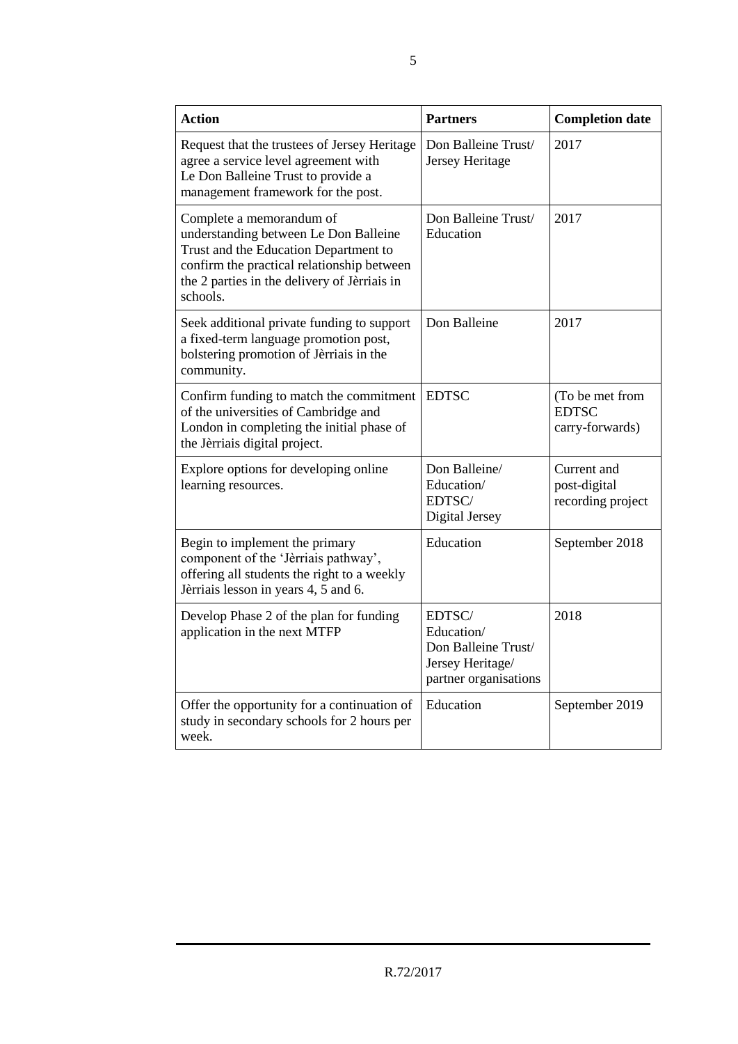| Action | Partners | Completion date |
| --- | --- | --- |
| Request that the trustees of Jersey Heritage agree a service level agreement with Le Don Balleine Trust to provide a management framework for the post. | Don Balleine Trust/ Jersey Heritage | 2017 |
| Complete a memorandum of understanding between Le Don Balleine Trust and the Education Department to confirm the practical relationship between the 2 parties in the delivery of Jèrriais in schools. | Don Balleine Trust/ Education | 2017 |
| Seek additional private funding to support a fixed-term language promotion post, bolstering promotion of Jèrriais in the community. | Don Balleine | 2017 |
| Confirm funding to match the commitment of the universities of Cambridge and London in completing the initial phase of the Jèrriais digital project. | EDTSC | (To be met from EDTSC carry-forwards) |
| Explore options for developing online learning resources. | Don Balleine/ Education/ EDTSC/ Digital Jersey | Current and post-digital recording project |
| Begin to implement the primary component of the 'Jèrriais pathway', offering all students the right to a weekly Jèrriais lesson in years 4, 5 and 6. | Education | September 2018 |
| Develop Phase 2 of the plan for funding application in the next MTFP | EDTSC/ Education/ Don Balleine Trust/ Jersey Heritage/ partner organisations | 2018 |
| Offer the opportunity for a continuation of study in secondary schools for 2 hours per week. | Education | September 2019 |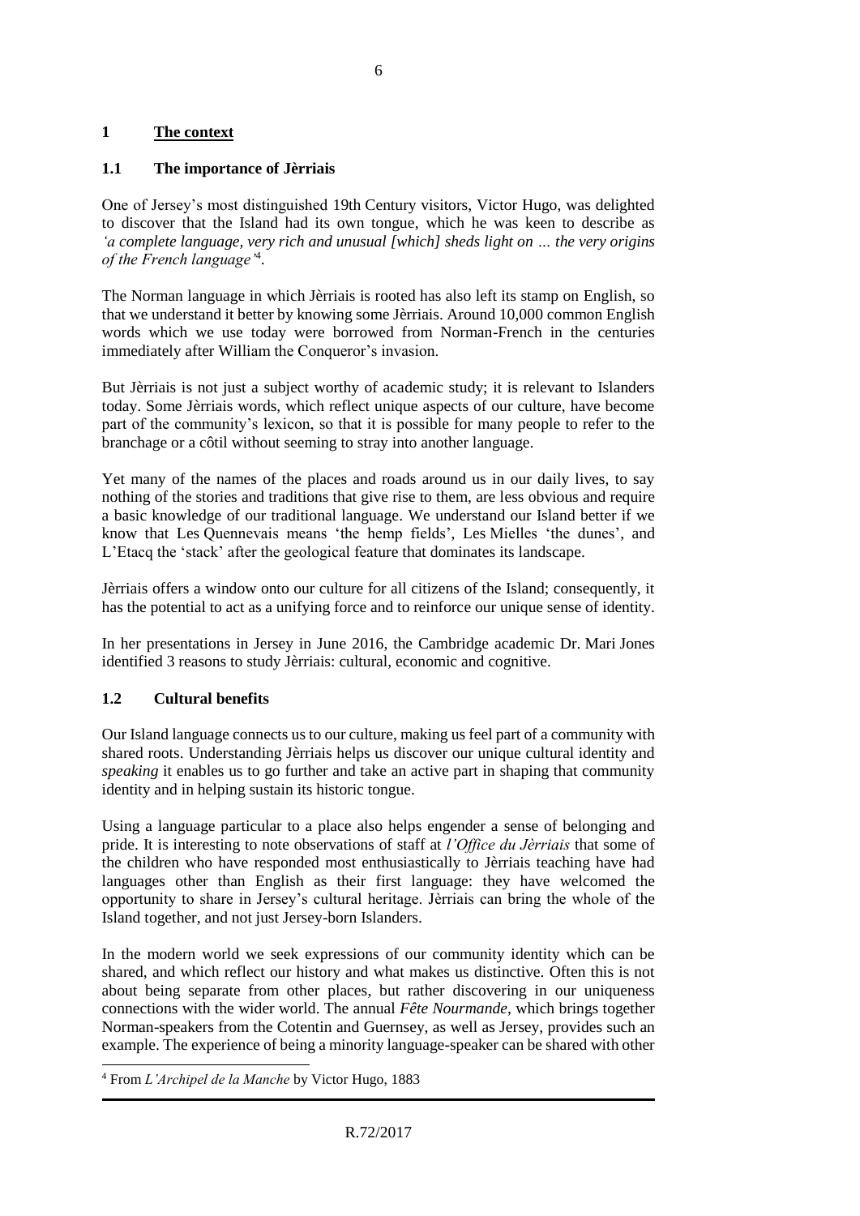## 1 The context

### 1.1 The importance of Jèrriais

One of Jersey's most distinguished 19th Century visitors, Victor Hugo, was delighted to discover that the Island had its own tongue, which he was keen to describe as *'a complete language, very rich and unusual [which] sheds light on … the very origins of the French language'*[4].

The Norman language in which Jèrriais is rooted has also left its stamp on English, so that we understand it better by knowing some Jèrriais. Around 10,000 common English words which we use today were borrowed from Norman-French in the centuries immediately after William the Conqueror's invasion.

But Jèrriais is not just a subject worthy of academic study; it is relevant to Islanders today. Some Jèrriais words, which reflect unique aspects of our culture, have become part of the community's lexicon, so that it is possible for many people to refer to the branchage or a côtil without seeming to stray into another language.

Yet many of the names of the places and roads around us in our daily lives, to say nothing of the stories and traditions that give rise to them, are less obvious and require a basic knowledge of our traditional language. We understand our Island better if we know that Les Quennevais means 'the hemp fields', Les Mielles 'the dunes', and L'Etacq the 'stack' after the geological feature that dominates its landscape.

Jèrriais offers a window onto our culture for all citizens of the Island; consequently, it has the potential to act as a unifying force and to reinforce our unique sense of identity.

In her presentations in Jersey in June 2016, the Cambridge academic Dr. Mari Jones identified 3 reasons to study Jèrriais: cultural, economic and cognitive.

### 1.2 Cultural benefits

Our Island language connects us to our culture, making us feel part of a community with shared roots. Understanding Jèrriais helps us discover our unique cultural identity and *speaking* it enables us to go further and take an active part in shaping that community identity and in helping sustain its historic tongue.

Using a language particular to a place also helps engender a sense of belonging and pride. It is interesting to note observations of staff at *l'Office du Jèrriais* that some of the children who have responded most enthusiastically to Jèrriais teaching have had languages other than English as their first language: they have welcomed the opportunity to share in Jersey's cultural heritage. Jèrriais can bring the whole of the Island together, and not just Jersey-born Islanders.

In the modern world we seek expressions of our community identity which can be shared, and which reflect our history and what makes us distinctive. Often this is not about being separate from other places, but rather discovering in our uniqueness connections with the wider world. The annual *Fête Nourmande*, which brings together Norman-speakers from the Cotentin and Guernsey, as well as Jersey, provides such an example. The experience of being a minority language-speaker can be shared with other

---

[4] From *L'Archipel de la Manche* by Victor Hugo, 1883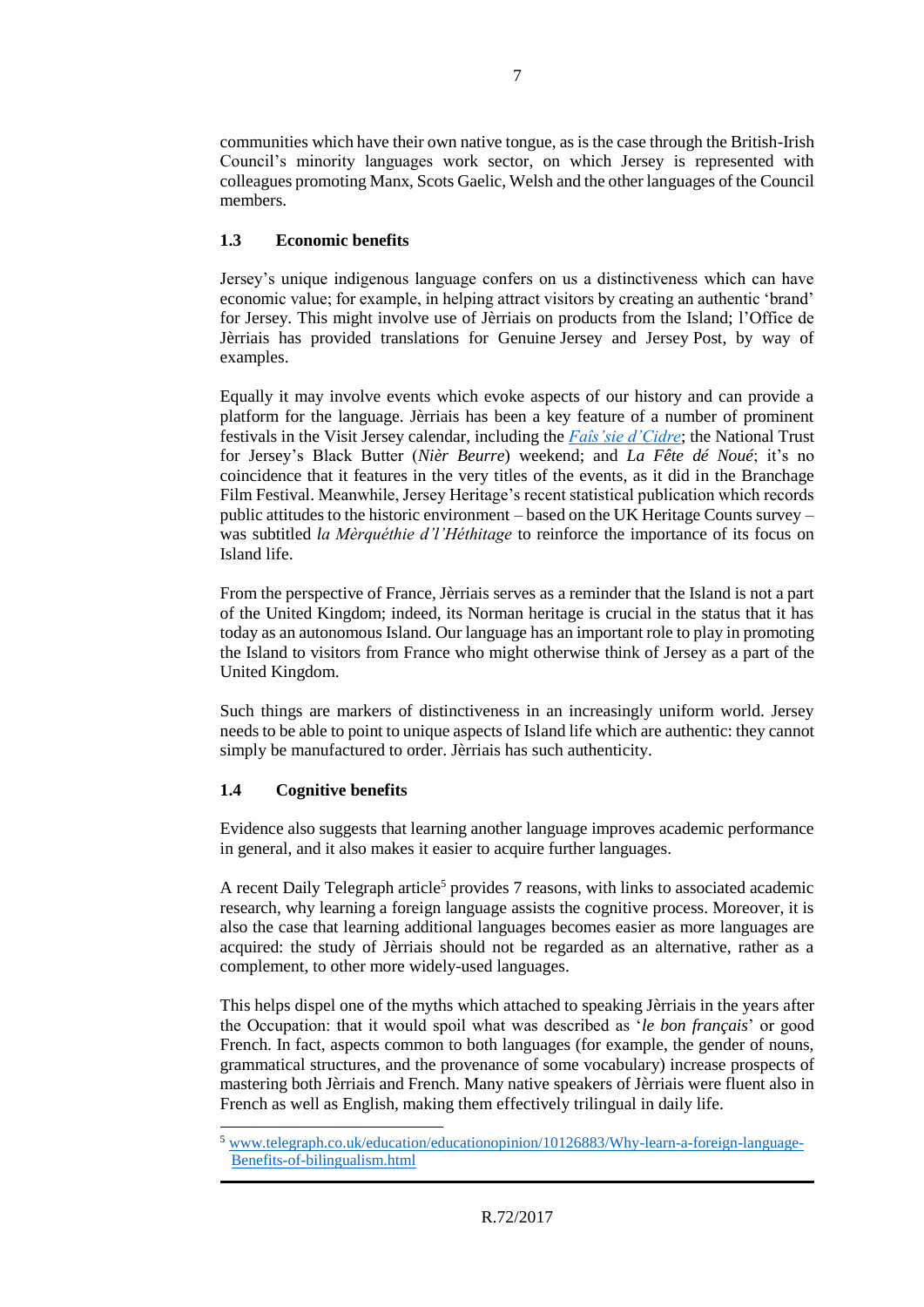communities which have their own native tongue, as is the case through the British-Irish Council's minority languages work sector, on which Jersey is represented with colleagues promoting Manx, Scots Gaelic, Welsh and the other languages of the Council members.

### 1.3 Economic benefits

Jersey's unique indigenous language confers on us a distinctiveness which can have economic value; for example, in helping attract visitors by creating an authentic 'brand' for Jersey. This might involve use of Jèrriais on products from the Island; l'Office de Jèrriais has provided translations for Genuine Jersey and Jersey Post, by way of examples.

Equally it may involve events which evoke aspects of our history and can provide a platform for the language. Jèrriais has been a key feature of a number of prominent festivals in the Visit Jersey calendar, including the *Faîs'sie d'Cidre*; the National Trust for Jersey's Black Butter (*Nièr Beurre*) weekend; and *La Fête dé Noué*; it's no coincidence that it features in the very titles of the events, as it did in the Branchage Film Festival. Meanwhile, Jersey Heritage's recent statistical publication which records public attitudes to the historic environment – based on the UK Heritage Counts survey – was subtitled *la Mèrquéthie d'l'Héthitage* to reinforce the importance of its focus on Island life.

From the perspective of France, Jèrriais serves as a reminder that the Island is not a part of the United Kingdom; indeed, its Norman heritage is crucial in the status that it has today as an autonomous Island. Our language has an important role to play in promoting the Island to visitors from France who might otherwise think of Jersey as a part of the United Kingdom.

Such things are markers of distinctiveness in an increasingly uniform world. Jersey needs to be able to point to unique aspects of Island life which are authentic: they cannot simply be manufactured to order. Jèrriais has such authenticity.

### 1.4 Cognitive benefits

Evidence also suggests that learning another language improves academic performance in general, and it also makes it easier to acquire further languages.

A recent Daily Telegraph article[5] provides 7 reasons, with links to associated academic research, why learning a foreign language assists the cognitive process. Moreover, it is also the case that learning additional languages becomes easier as more languages are acquired: the study of Jèrriais should not be regarded as an alternative, rather as a complement, to other more widely-used languages.

This helps dispel one of the myths which attached to speaking Jèrriais in the years after the Occupation: that it would spoil what was described as '*le bon français*' or good French. In fact, aspects common to both languages (for example, the gender of nouns, grammatical structures, and the provenance of some vocabulary) increase prospects of mastering both Jèrriais and French. Many native speakers of Jèrriais were fluent also in French as well as English, making them effectively trilingual in daily life.

---

[5] www.telegraph.co.uk/education/educationopinion/10126883/Why-learn-a-foreign-language-Benefits-of-bilingualism.html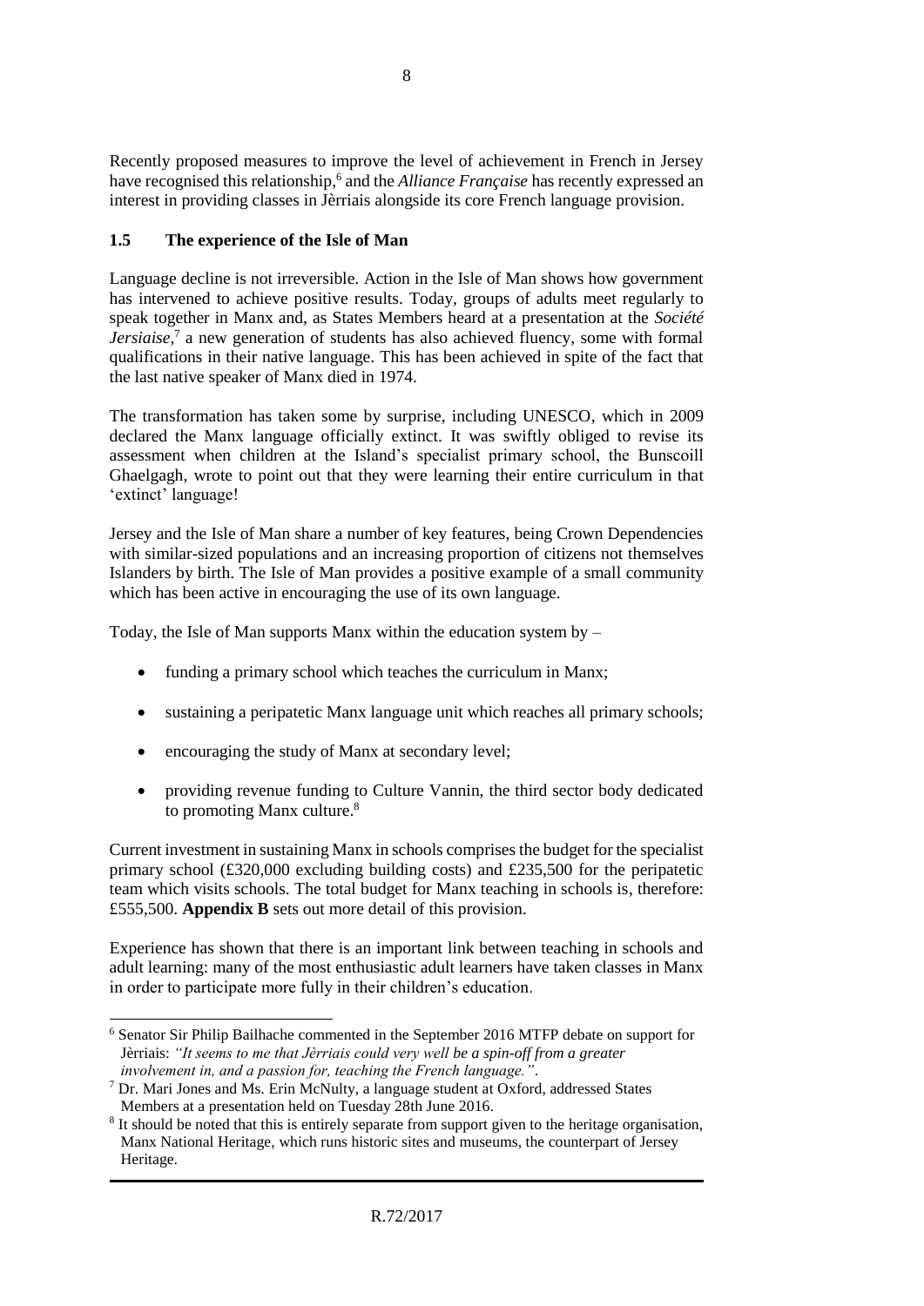Recently proposed measures to improve the level of achievement in French in Jersey have recognised this relationship,[6] and the *Alliance Française* has recently expressed an interest in providing classes in Jèrriais alongside its core French language provision.

### 1.5 The experience of the Isle of Man

Language decline is not irreversible. Action in the Isle of Man shows how government has intervened to achieve positive results. Today, groups of adults meet regularly to speak together in Manx and, as States Members heard at a presentation at the *Société Jersiaise*,[7] a new generation of students has also achieved fluency, some with formal qualifications in their native language. This has been achieved in spite of the fact that the last native speaker of Manx died in 1974.

The transformation has taken some by surprise, including UNESCO, which in 2009 declared the Manx language officially extinct. It was swiftly obliged to revise its assessment when children at the Island's specialist primary school, the Bunscoill Ghaelgagh, wrote to point out that they were learning their entire curriculum in that 'extinct' language!

Jersey and the Isle of Man share a number of key features, being Crown Dependencies with similar-sized populations and an increasing proportion of citizens not themselves Islanders by birth. The Isle of Man provides a positive example of a small community which has been active in encouraging the use of its own language.

Today, the Isle of Man supports Manx within the education system by –

- funding a primary school which teaches the curriculum in Manx;
- sustaining a peripatetic Manx language unit which reaches all primary schools;
- encouraging the study of Manx at secondary level;
- providing revenue funding to Culture Vannin, the third sector body dedicated to promoting Manx culture.[8]

Current investment in sustaining Manx in schools comprises the budget for the specialist primary school (£320,000 excluding building costs) and £235,500 for the peripatetic team which visits schools. The total budget for Manx teaching in schools is, therefore: £555,500. **Appendix B** sets out more detail of this provision.

Experience has shown that there is an important link between teaching in schools and adult learning: many of the most enthusiastic adult learners have taken classes in Manx in order to participate more fully in their children's education.

---

[6] Senator Sir Philip Bailhache commented in the September 2016 MTFP debate on support for Jèrriais: *"It seems to me that Jèrriais could very well be a spin-off from a greater involvement in, and a passion for, teaching the French language."*.

[7] Dr. Mari Jones and Ms. Erin McNulty, a language student at Oxford, addressed States Members at a presentation held on Tuesday 28th June 2016.

[8] It should be noted that this is entirely separate from support given to the heritage organisation, Manx National Heritage, which runs historic sites and museums, the counterpart of Jersey Heritage.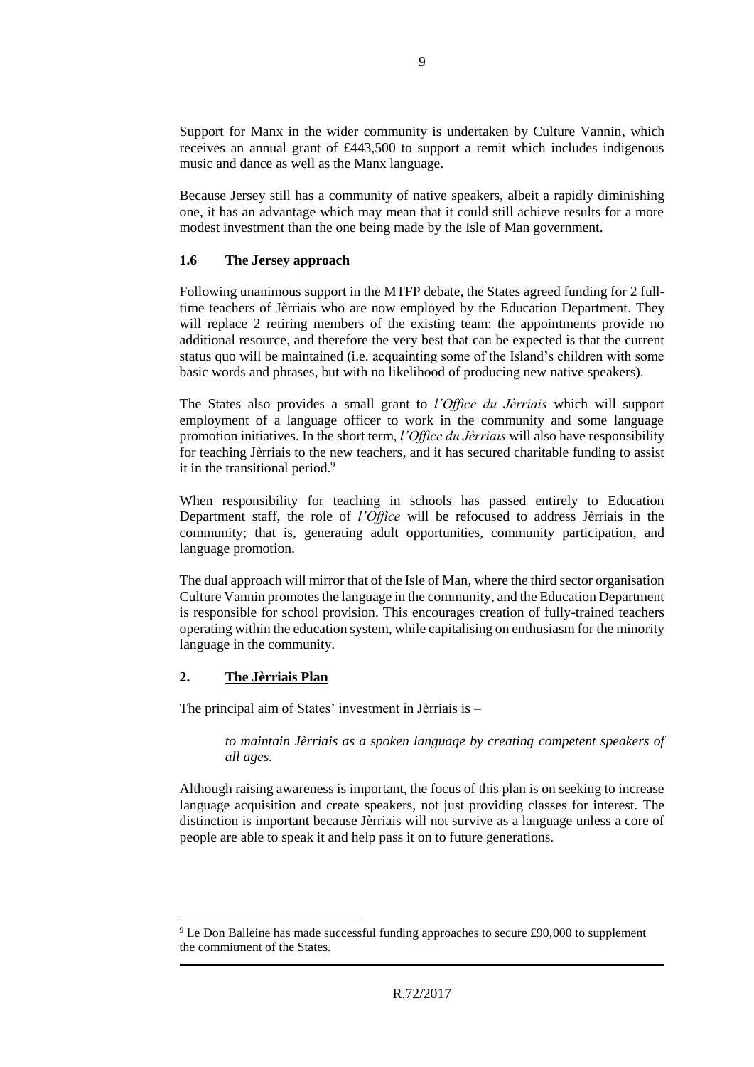Support for Manx in the wider community is undertaken by Culture Vannin, which receives an annual grant of £443,500 to support a remit which includes indigenous music and dance as well as the Manx language.

Because Jersey still has a community of native speakers, albeit a rapidly diminishing one, it has an advantage which may mean that it could still achieve results for a more modest investment than the one being made by the Isle of Man government.

### 1.6 The Jersey approach

Following unanimous support in the MTFP debate, the States agreed funding for 2 full-time teachers of Jèrriais who are now employed by the Education Department. They will replace 2 retiring members of the existing team: the appointments provide no additional resource, and therefore the very best that can be expected is that the current status quo will be maintained (i.e. acquainting some of the Island's children with some basic words and phrases, but with no likelihood of producing new native speakers).

The States also provides a small grant to *l'Office du Jèrriais* which will support employment of a language officer to work in the community and some language promotion initiatives. In the short term, *l'Office du Jèrriais* will also have responsibility for teaching Jèrriais to the new teachers, and it has secured charitable funding to assist it in the transitional period.[9]

When responsibility for teaching in schools has passed entirely to Education Department staff, the role of *l'Office* will be refocused to address Jèrriais in the community; that is, generating adult opportunities, community participation, and language promotion.

The dual approach will mirror that of the Isle of Man, where the third sector organisation Culture Vannin promotes the language in the community, and the Education Department is responsible for school provision. This encourages creation of fully-trained teachers operating within the education system, while capitalising on enthusiasm for the minority language in the community.

## 2. The Jèrriais Plan

The principal aim of States' investment in Jèrriais is –

> *to maintain Jèrriais as a spoken language by creating competent speakers of all ages.*

Although raising awareness is important, the focus of this plan is on seeking to increase language acquisition and create speakers, not just providing classes for interest. The distinction is important because Jèrriais will not survive as a language unless a core of people are able to speak it and help pass it on to future generations.

---

[9] Le Don Balleine has made successful funding approaches to secure £90,000 to supplement the commitment of the States.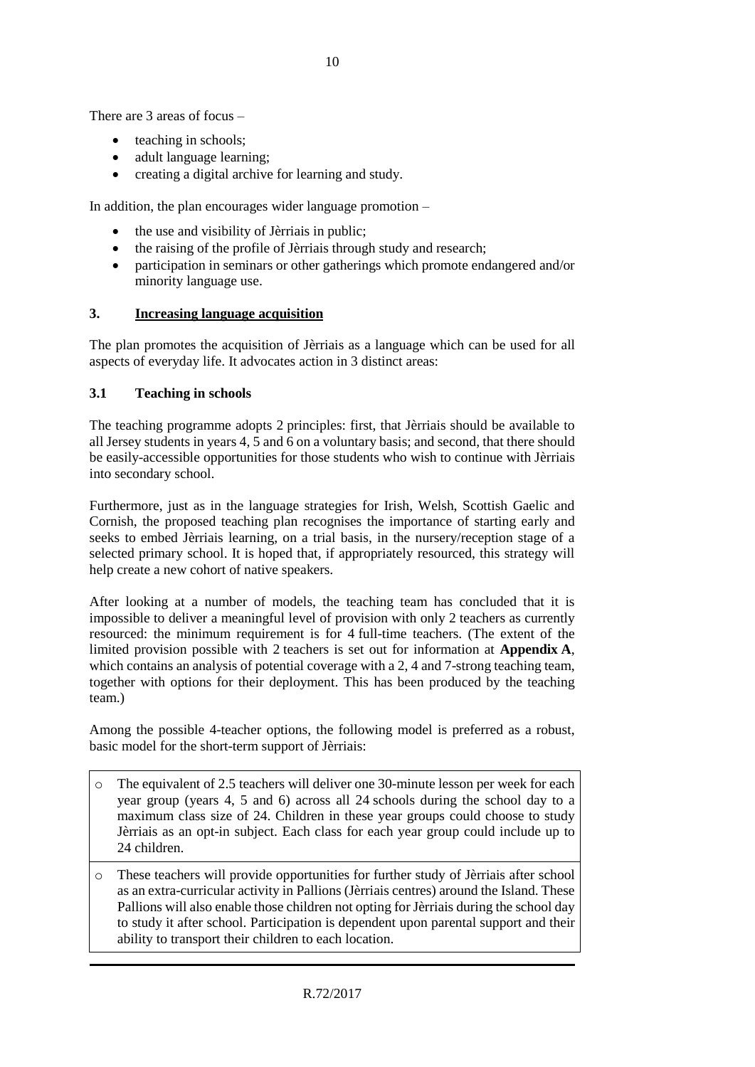There are 3 areas of focus –

- teaching in schools;
- adult language learning;
- creating a digital archive for learning and study.

In addition, the plan encourages wider language promotion –

- the use and visibility of Jèrriais in public;
- the raising of the profile of Jèrriais through study and research;
- participation in seminars or other gatherings which promote endangered and/or minority language use.

## 3. Increasing language acquisition

The plan promotes the acquisition of Jèrriais as a language which can be used for all aspects of everyday life. It advocates action in 3 distinct areas:

### 3.1 Teaching in schools

The teaching programme adopts 2 principles: first, that Jèrriais should be available to all Jersey students in years 4, 5 and 6 on a voluntary basis; and second, that there should be easily-accessible opportunities for those students who wish to continue with Jèrriais into secondary school.

Furthermore, just as in the language strategies for Irish, Welsh, Scottish Gaelic and Cornish, the proposed teaching plan recognises the importance of starting early and seeks to embed Jèrriais learning, on a trial basis, in the nursery/reception stage of a selected primary school. It is hoped that, if appropriately resourced, this strategy will help create a new cohort of native speakers.

After looking at a number of models, the teaching team has concluded that it is impossible to deliver a meaningful level of provision with only 2 teachers as currently resourced: the minimum requirement is for 4 full-time teachers. (The extent of the limited provision possible with 2 teachers is set out for information at **Appendix A**, which contains an analysis of potential coverage with a 2, 4 and 7-strong teaching team, together with options for their deployment. This has been produced by the teaching team.)

Among the possible 4-teacher options, the following model is preferred as a robust, basic model for the short-term support of Jèrriais:

- The equivalent of 2.5 teachers will deliver one 30-minute lesson per week for each year group (years 4, 5 and 6) across all 24 schools during the school day to a maximum class size of 24. Children in these year groups could choose to study Jèrriais as an opt-in subject. Each class for each year group could include up to 24 children.
- These teachers will provide opportunities for further study of Jèrriais after school as an extra-curricular activity in Pallions (Jèrriais centres) around the Island. These Pallions will also enable those children not opting for Jèrriais during the school day to study it after school. Participation is dependent upon parental support and their ability to transport their children to each location.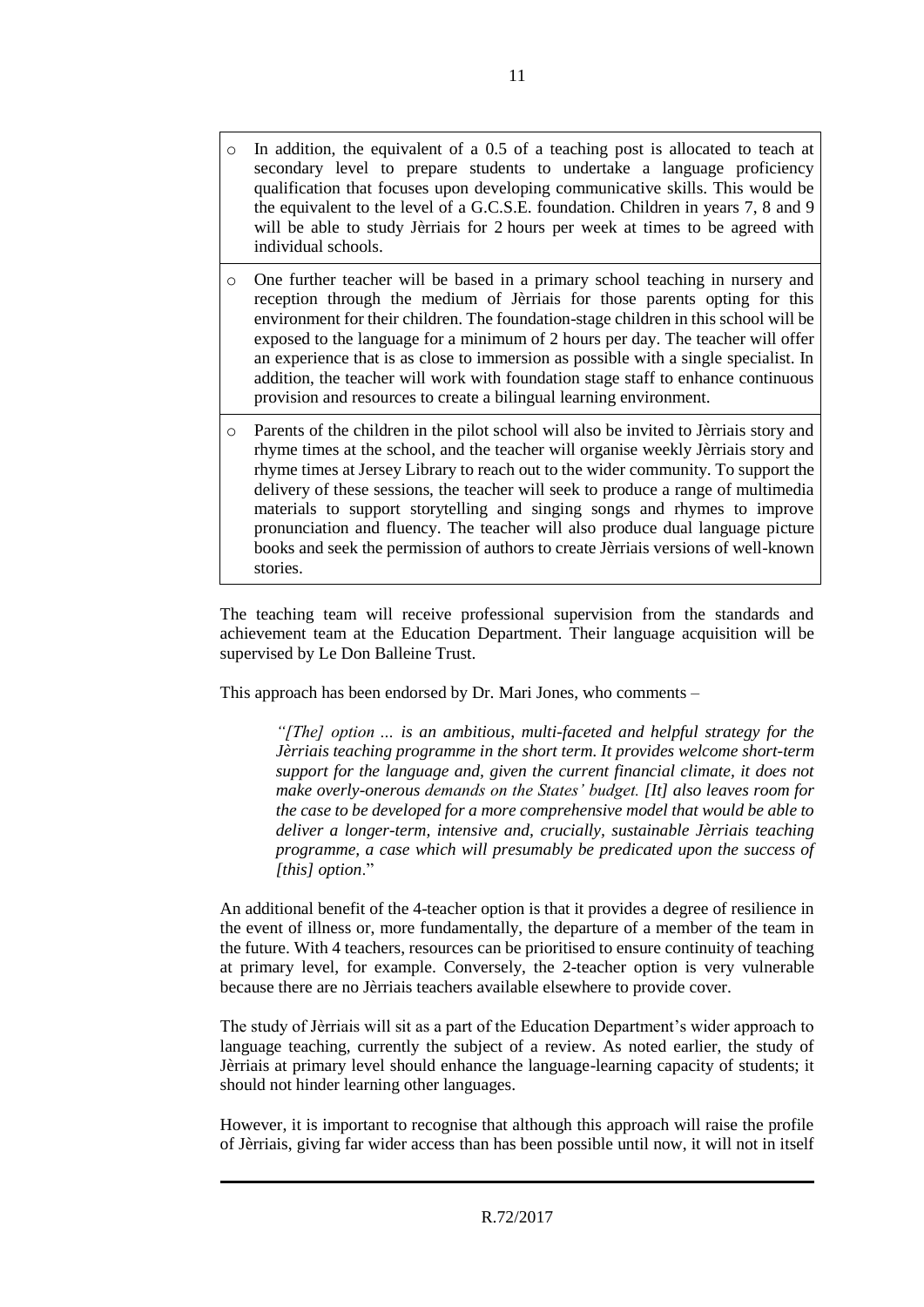- In addition, the equivalent of a 0.5 of a teaching post is allocated to teach at secondary level to prepare students to undertake a language proficiency qualification that focuses upon developing communicative skills. This would be the equivalent to the level of a G.C.S.E. foundation. Children in years 7, 8 and 9 will be able to study Jèrriais for 2 hours per week at times to be agreed with individual schools.
- One further teacher will be based in a primary school teaching in nursery and reception through the medium of Jèrriais for those parents opting for this environment for their children. The foundation-stage children in this school will be exposed to the language for a minimum of 2 hours per day. The teacher will offer an experience that is as close to immersion as possible with a single specialist. In addition, the teacher will work with foundation stage staff to enhance continuous provision and resources to create a bilingual learning environment.
- Parents of the children in the pilot school will also be invited to Jèrriais story and rhyme times at the school, and the teacher will organise weekly Jèrriais story and rhyme times at Jersey Library to reach out to the wider community. To support the delivery of these sessions, the teacher will seek to produce a range of multimedia materials to support storytelling and singing songs and rhymes to improve pronunciation and fluency. The teacher will also produce dual language picture books and seek the permission of authors to create Jèrriais versions of well-known stories.

The teaching team will receive professional supervision from the standards and achievement team at the Education Department. Their language acquisition will be supervised by Le Don Balleine Trust.

This approach has been endorsed by Dr. Mari Jones, who comments –

> *"[The] option ... is an ambitious, multi-faceted and helpful strategy for the Jèrriais teaching programme in the short term. It provides welcome short-term support for the language and, given the current financial climate, it does not make overly-onerous demands on the States' budget. [It] also leaves room for the case to be developed for a more comprehensive model that would be able to deliver a longer-term, intensive and, crucially, sustainable Jèrriais teaching programme, a case which will presumably be predicated upon the success of [this] option*."

An additional benefit of the 4-teacher option is that it provides a degree of resilience in the event of illness or, more fundamentally, the departure of a member of the team in the future. With 4 teachers, resources can be prioritised to ensure continuity of teaching at primary level, for example. Conversely, the 2-teacher option is very vulnerable because there are no Jèrriais teachers available elsewhere to provide cover.

The study of Jèrriais will sit as a part of the Education Department's wider approach to language teaching, currently the subject of a review. As noted earlier, the study of Jèrriais at primary level should enhance the language-learning capacity of students; it should not hinder learning other languages.

However, it is important to recognise that although this approach will raise the profile of Jèrriais, giving far wider access than has been possible until now, it will not in itself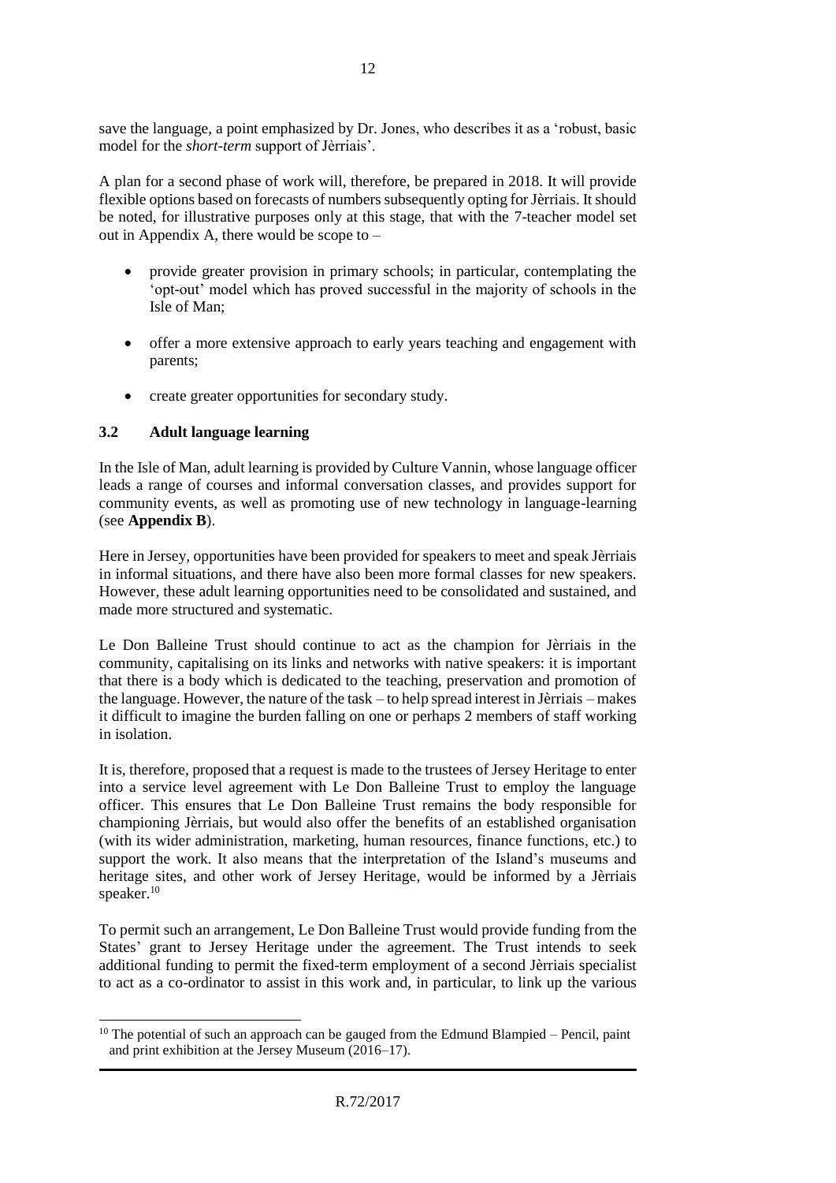save the language, a point emphasized by Dr. Jones, who describes it as a 'robust, basic model for the *short-term* support of Jèrriais'.

A plan for a second phase of work will, therefore, be prepared in 2018. It will provide flexible options based on forecasts of numbers subsequently opting for Jèrriais. It should be noted, for illustrative purposes only at this stage, that with the 7-teacher model set out in Appendix A, there would be scope to –

- provide greater provision in primary schools; in particular, contemplating the 'opt-out' model which has proved successful in the majority of schools in the Isle of Man;
- offer a more extensive approach to early years teaching and engagement with parents;
- create greater opportunities for secondary study.

### 3.2 Adult language learning

In the Isle of Man, adult learning is provided by Culture Vannin, whose language officer leads a range of courses and informal conversation classes, and provides support for community events, as well as promoting use of new technology in language-learning (see **Appendix B**).

Here in Jersey, opportunities have been provided for speakers to meet and speak Jèrriais in informal situations, and there have also been more formal classes for new speakers. However, these adult learning opportunities need to be consolidated and sustained, and made more structured and systematic.

Le Don Balleine Trust should continue to act as the champion for Jèrriais in the community, capitalising on its links and networks with native speakers: it is important that there is a body which is dedicated to the teaching, preservation and promotion of the language. However, the nature of the task – to help spread interest in Jèrriais – makes it difficult to imagine the burden falling on one or perhaps 2 members of staff working in isolation.

It is, therefore, proposed that a request is made to the trustees of Jersey Heritage to enter into a service level agreement with Le Don Balleine Trust to employ the language officer. This ensures that Le Don Balleine Trust remains the body responsible for championing Jèrriais, but would also offer the benefits of an established organisation (with its wider administration, marketing, human resources, finance functions, etc.) to support the work. It also means that the interpretation of the Island's museums and heritage sites, and other work of Jersey Heritage, would be informed by a Jèrriais speaker.[10]

To permit such an arrangement, Le Don Balleine Trust would provide funding from the States' grant to Jersey Heritage under the agreement. The Trust intends to seek additional funding to permit the fixed-term employment of a second Jèrriais specialist to act as a co-ordinator to assist in this work and, in particular, to link up the various

[10] The potential of such an approach can be gauged from the Edmund Blampied – Pencil, paint and print exhibition at the Jersey Museum (2016–17).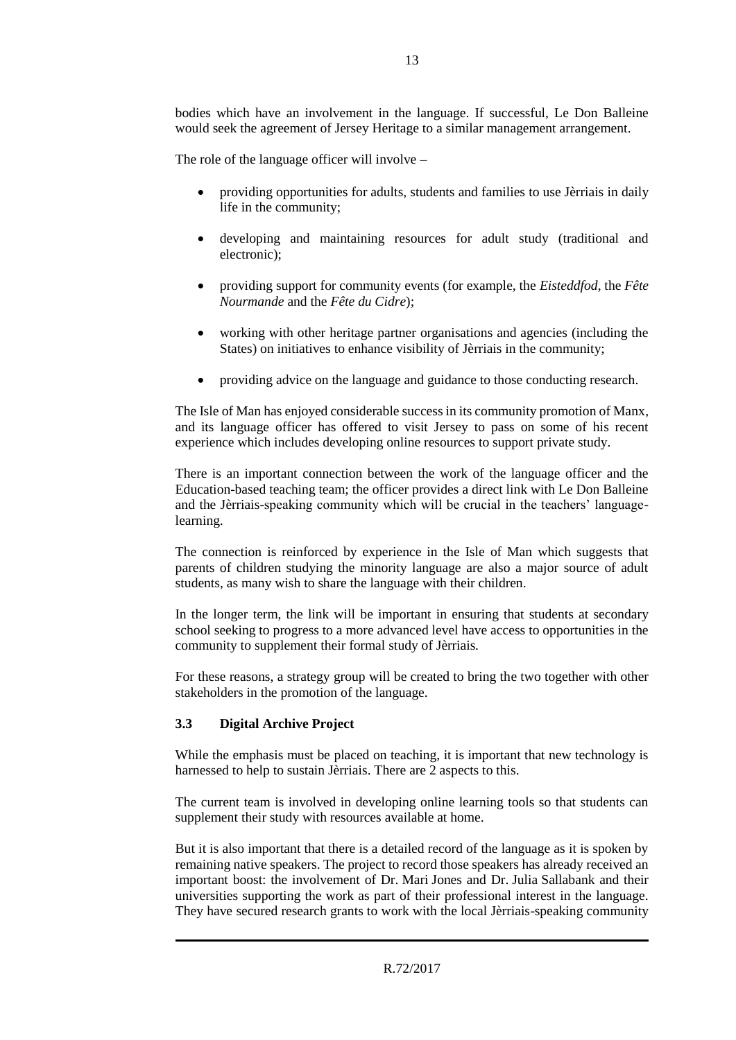bodies which have an involvement in the language. If successful, Le Don Balleine would seek the agreement of Jersey Heritage to a similar management arrangement.

The role of the language officer will involve –

- providing opportunities for adults, students and families to use Jèrriais in daily life in the community;
- developing and maintaining resources for adult study (traditional and electronic);
- providing support for community events (for example, the *Eisteddfod*, the *Fête Nourmande* and the *Fête du Cidre*);
- working with other heritage partner organisations and agencies (including the States) on initiatives to enhance visibility of Jèrriais in the community;
- providing advice on the language and guidance to those conducting research.

The Isle of Man has enjoyed considerable success in its community promotion of Manx, and its language officer has offered to visit Jersey to pass on some of his recent experience which includes developing online resources to support private study.

There is an important connection between the work of the language officer and the Education-based teaching team; the officer provides a direct link with Le Don Balleine and the Jèrriais-speaking community which will be crucial in the teachers' language-learning.

The connection is reinforced by experience in the Isle of Man which suggests that parents of children studying the minority language are also a major source of adult students, as many wish to share the language with their children.

In the longer term, the link will be important in ensuring that students at secondary school seeking to progress to a more advanced level have access to opportunities in the community to supplement their formal study of Jèrriais.

For these reasons, a strategy group will be created to bring the two together with other stakeholders in the promotion of the language.

### 3.3 Digital Archive Project

While the emphasis must be placed on teaching, it is important that new technology is harnessed to help to sustain Jèrriais. There are 2 aspects to this.

The current team is involved in developing online learning tools so that students can supplement their study with resources available at home.

But it is also important that there is a detailed record of the language as it is spoken by remaining native speakers. The project to record those speakers has already received an important boost: the involvement of Dr. Mari Jones and Dr. Julia Sallabank and their universities supporting the work as part of their professional interest in the language. They have secured research grants to work with the local Jèrriais-speaking community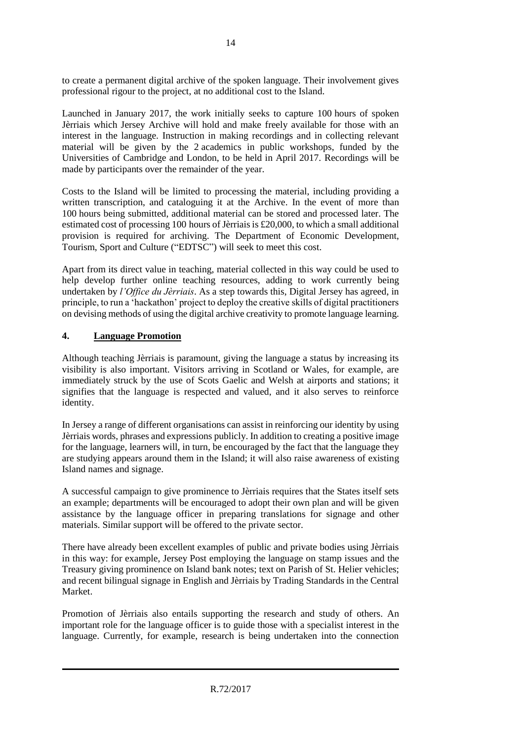to create a permanent digital archive of the spoken language. Their involvement gives professional rigour to the project, at no additional cost to the Island.

Launched in January 2017, the work initially seeks to capture 100 hours of spoken Jèrriais which Jersey Archive will hold and make freely available for those with an interest in the language. Instruction in making recordings and in collecting relevant material will be given by the 2 academics in public workshops, funded by the Universities of Cambridge and London, to be held in April 2017. Recordings will be made by participants over the remainder of the year.

Costs to the Island will be limited to processing the material, including providing a written transcription, and cataloguing it at the Archive. In the event of more than 100 hours being submitted, additional material can be stored and processed later. The estimated cost of processing 100 hours of Jèrriais is £20,000, to which a small additional provision is required for archiving. The Department of Economic Development, Tourism, Sport and Culture ("EDTSC") will seek to meet this cost.

Apart from its direct value in teaching, material collected in this way could be used to help develop further online teaching resources, adding to work currently being undertaken by *l'Office du Jèrriais*. As a step towards this, Digital Jersey has agreed, in principle, to run a 'hackathon' project to deploy the creative skills of digital practitioners on devising methods of using the digital archive creativity to promote language learning.

## 4. Language Promotion

Although teaching Jèrriais is paramount, giving the language a status by increasing its visibility is also important. Visitors arriving in Scotland or Wales, for example, are immediately struck by the use of Scots Gaelic and Welsh at airports and stations; it signifies that the language is respected and valued, and it also serves to reinforce identity.

In Jersey a range of different organisations can assist in reinforcing our identity by using Jèrriais words, phrases and expressions publicly. In addition to creating a positive image for the language, learners will, in turn, be encouraged by the fact that the language they are studying appears around them in the Island; it will also raise awareness of existing Island names and signage.

A successful campaign to give prominence to Jèrriais requires that the States itself sets an example; departments will be encouraged to adopt their own plan and will be given assistance by the language officer in preparing translations for signage and other materials. Similar support will be offered to the private sector.

There have already been excellent examples of public and private bodies using Jèrriais in this way: for example, Jersey Post employing the language on stamp issues and the Treasury giving prominence on Island bank notes; text on Parish of St. Helier vehicles; and recent bilingual signage in English and Jèrriais by Trading Standards in the Central Market.

Promotion of Jèrriais also entails supporting the research and study of others. An important role for the language officer is to guide those with a specialist interest in the language. Currently, for example, research is being undertaken into the connection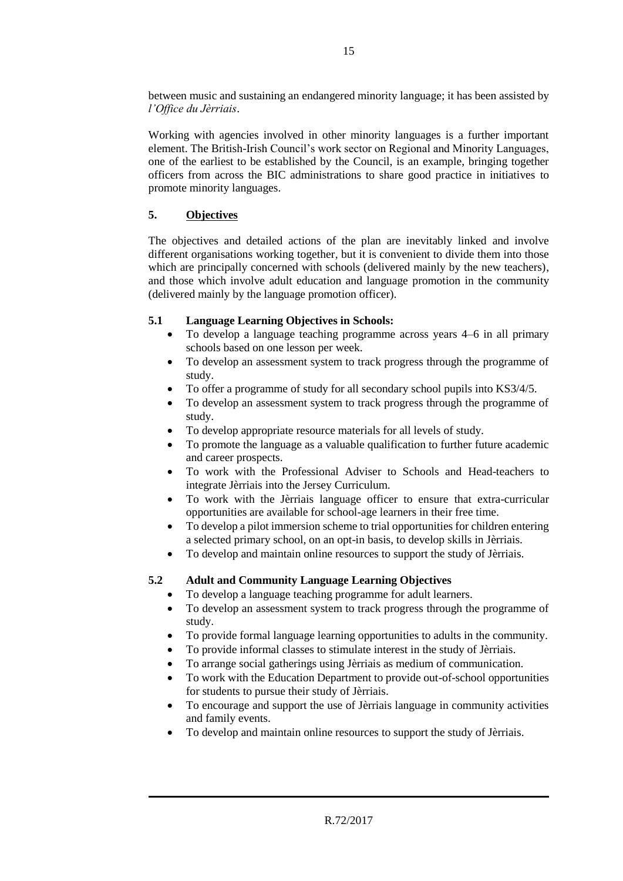between music and sustaining an endangered minority language; it has been assisted by *l'Office du Jèrriais*.

Working with agencies involved in other minority languages is a further important element. The British-Irish Council's work sector on Regional and Minority Languages, one of the earliest to be established by the Council, is an example, bringing together officers from across the BIC administrations to share good practice in initiatives to promote minority languages.

## 5. Objectives

The objectives and detailed actions of the plan are inevitably linked and involve different organisations working together, but it is convenient to divide them into those which are principally concerned with schools (delivered mainly by the new teachers), and those which involve adult education and language promotion in the community (delivered mainly by the language promotion officer).

### 5.1 Language Learning Objectives in Schools:

- To develop a language teaching programme across years 4–6 in all primary schools based on one lesson per week.
- To develop an assessment system to track progress through the programme of study.
- To offer a programme of study for all secondary school pupils into KS3/4/5.
- To develop an assessment system to track progress through the programme of study.
- To develop appropriate resource materials for all levels of study.
- To promote the language as a valuable qualification to further future academic and career prospects.
- To work with the Professional Adviser to Schools and Head-teachers to integrate Jèrriais into the Jersey Curriculum.
- To work with the Jèrriais language officer to ensure that extra-curricular opportunities are available for school-age learners in their free time.
- To develop a pilot immersion scheme to trial opportunities for children entering a selected primary school, on an opt-in basis, to develop skills in Jèrriais.
- To develop and maintain online resources to support the study of Jèrriais.

### 5.2 Adult and Community Language Learning Objectives

- To develop a language teaching programme for adult learners.
- To develop an assessment system to track progress through the programme of study.
- To provide formal language learning opportunities to adults in the community.
- To provide informal classes to stimulate interest in the study of Jèrriais.
- To arrange social gatherings using Jèrriais as medium of communication.
- To work with the Education Department to provide out-of-school opportunities for students to pursue their study of Jèrriais.
- To encourage and support the use of Jèrriais language in community activities and family events.
- To develop and maintain online resources to support the study of Jèrriais.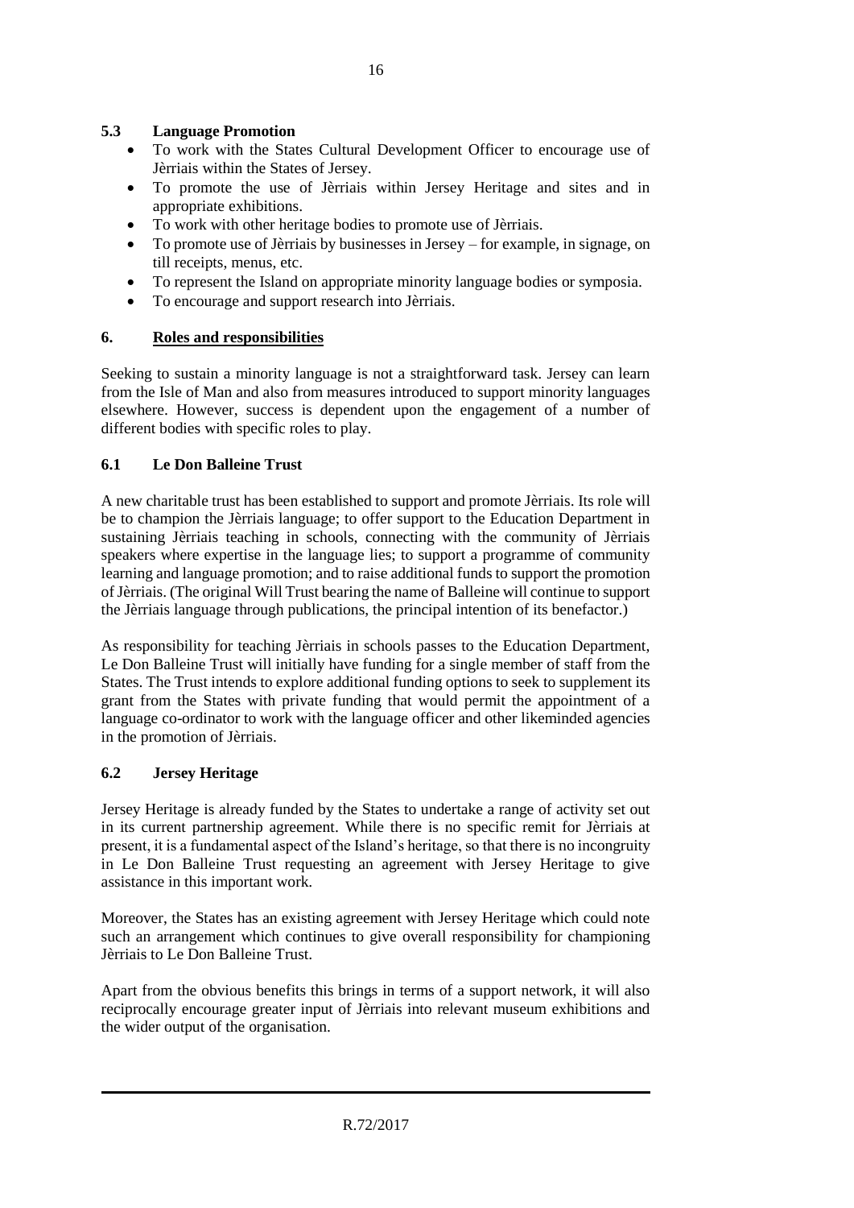### 5.3 Language Promotion

- To work with the States Cultural Development Officer to encourage use of Jèrriais within the States of Jersey.
- To promote the use of Jèrriais within Jersey Heritage and sites and in appropriate exhibitions.
- To work with other heritage bodies to promote use of Jèrriais.
- To promote use of Jèrriais by businesses in Jersey – for example, in signage, on till receipts, menus, etc.
- To represent the Island on appropriate minority language bodies or symposia.
- To encourage and support research into Jèrriais.

## 6. Roles and responsibilities

Seeking to sustain a minority language is not a straightforward task. Jersey can learn from the Isle of Man and also from measures introduced to support minority languages elsewhere. However, success is dependent upon the engagement of a number of different bodies with specific roles to play.

### 6.1 Le Don Balleine Trust

A new charitable trust has been established to support and promote Jèrriais. Its role will be to champion the Jèrriais language; to offer support to the Education Department in sustaining Jèrriais teaching in schools, connecting with the community of Jèrriais speakers where expertise in the language lies; to support a programme of community learning and language promotion; and to raise additional funds to support the promotion of Jèrriais. (The original Will Trust bearing the name of Balleine will continue to support the Jèrriais language through publications, the principal intention of its benefactor.)

As responsibility for teaching Jèrriais in schools passes to the Education Department, Le Don Balleine Trust will initially have funding for a single member of staff from the States. The Trust intends to explore additional funding options to seek to supplement its grant from the States with private funding that would permit the appointment of a language co-ordinator to work with the language officer and other likeminded agencies in the promotion of Jèrriais.

### 6.2 Jersey Heritage

Jersey Heritage is already funded by the States to undertake a range of activity set out in its current partnership agreement. While there is no specific remit for Jèrriais at present, it is a fundamental aspect of the Island's heritage, so that there is no incongruity in Le Don Balleine Trust requesting an agreement with Jersey Heritage to give assistance in this important work.

Moreover, the States has an existing agreement with Jersey Heritage which could note such an arrangement which continues to give overall responsibility for championing Jèrriais to Le Don Balleine Trust.

Apart from the obvious benefits this brings in terms of a support network, it will also reciprocally encourage greater input of Jèrriais into relevant museum exhibitions and the wider output of the organisation.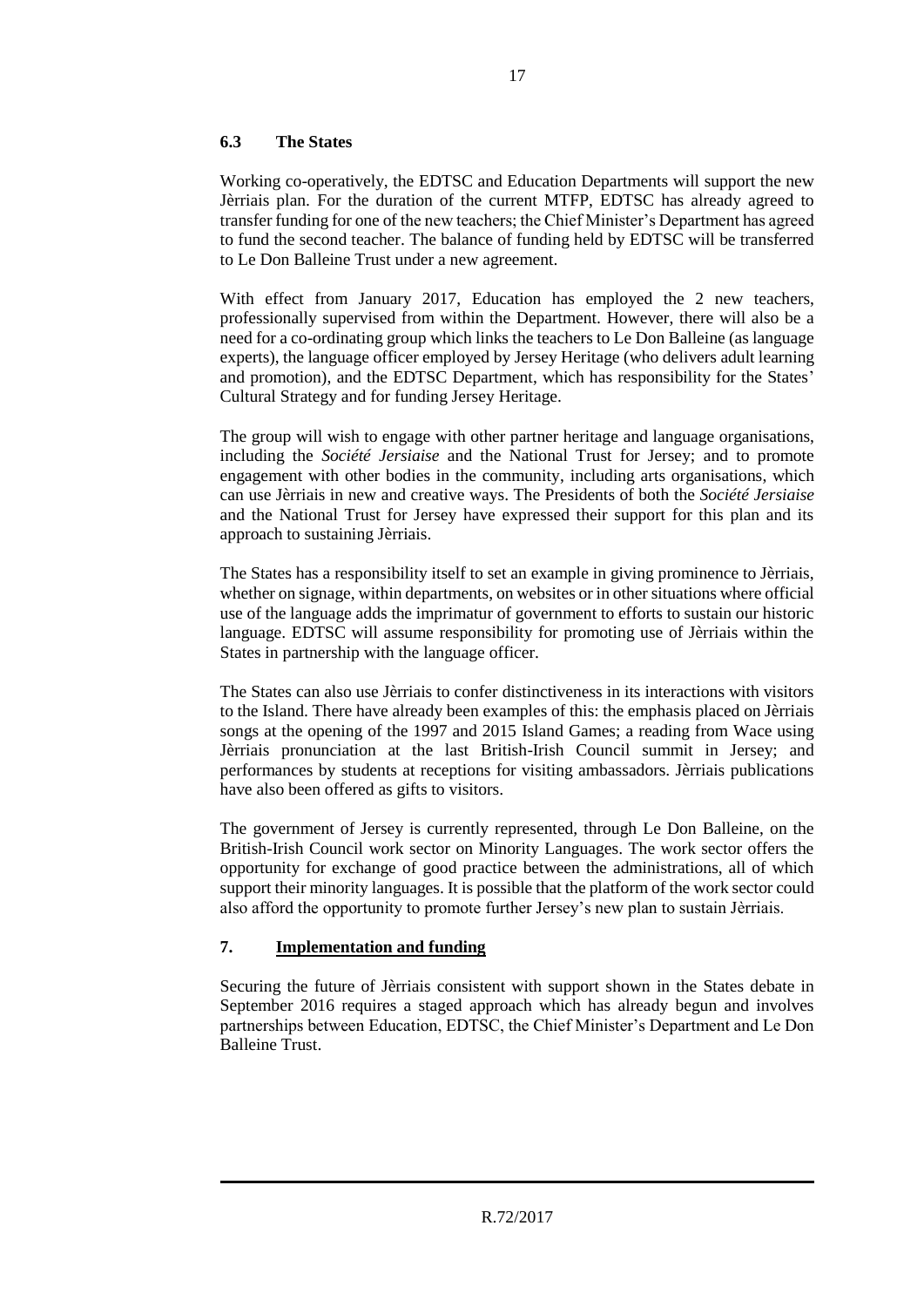### 6.3 The States

Working co-operatively, the EDTSC and Education Departments will support the new Jèrriais plan. For the duration of the current MTFP, EDTSC has already agreed to transfer funding for one of the new teachers; the Chief Minister's Department has agreed to fund the second teacher. The balance of funding held by EDTSC will be transferred to Le Don Balleine Trust under a new agreement.

With effect from January 2017, Education has employed the 2 new teachers, professionally supervised from within the Department. However, there will also be a need for a co-ordinating group which links the teachers to Le Don Balleine (as language experts), the language officer employed by Jersey Heritage (who delivers adult learning and promotion), and the EDTSC Department, which has responsibility for the States' Cultural Strategy and for funding Jersey Heritage.

The group will wish to engage with other partner heritage and language organisations, including the *Société Jersiaise* and the National Trust for Jersey; and to promote engagement with other bodies in the community, including arts organisations, which can use Jèrriais in new and creative ways. The Presidents of both the *Société Jersiaise* and the National Trust for Jersey have expressed their support for this plan and its approach to sustaining Jèrriais.

The States has a responsibility itself to set an example in giving prominence to Jèrriais, whether on signage, within departments, on websites or in other situations where official use of the language adds the imprimatur of government to efforts to sustain our historic language. EDTSC will assume responsibility for promoting use of Jèrriais within the States in partnership with the language officer.

The States can also use Jèrriais to confer distinctiveness in its interactions with visitors to the Island. There have already been examples of this: the emphasis placed on Jèrriais songs at the opening of the 1997 and 2015 Island Games; a reading from Wace using Jèrriais pronunciation at the last British-Irish Council summit in Jersey; and performances by students at receptions for visiting ambassadors. Jèrriais publications have also been offered as gifts to visitors.

The government of Jersey is currently represented, through Le Don Balleine, on the British-Irish Council work sector on Minority Languages. The work sector offers the opportunity for exchange of good practice between the administrations, all of which support their minority languages. It is possible that the platform of the work sector could also afford the opportunity to promote further Jersey's new plan to sustain Jèrriais.

## 7. Implementation and funding

Securing the future of Jèrriais consistent with support shown in the States debate in September 2016 requires a staged approach which has already begun and involves partnerships between Education, EDTSC, the Chief Minister's Department and Le Don Balleine Trust.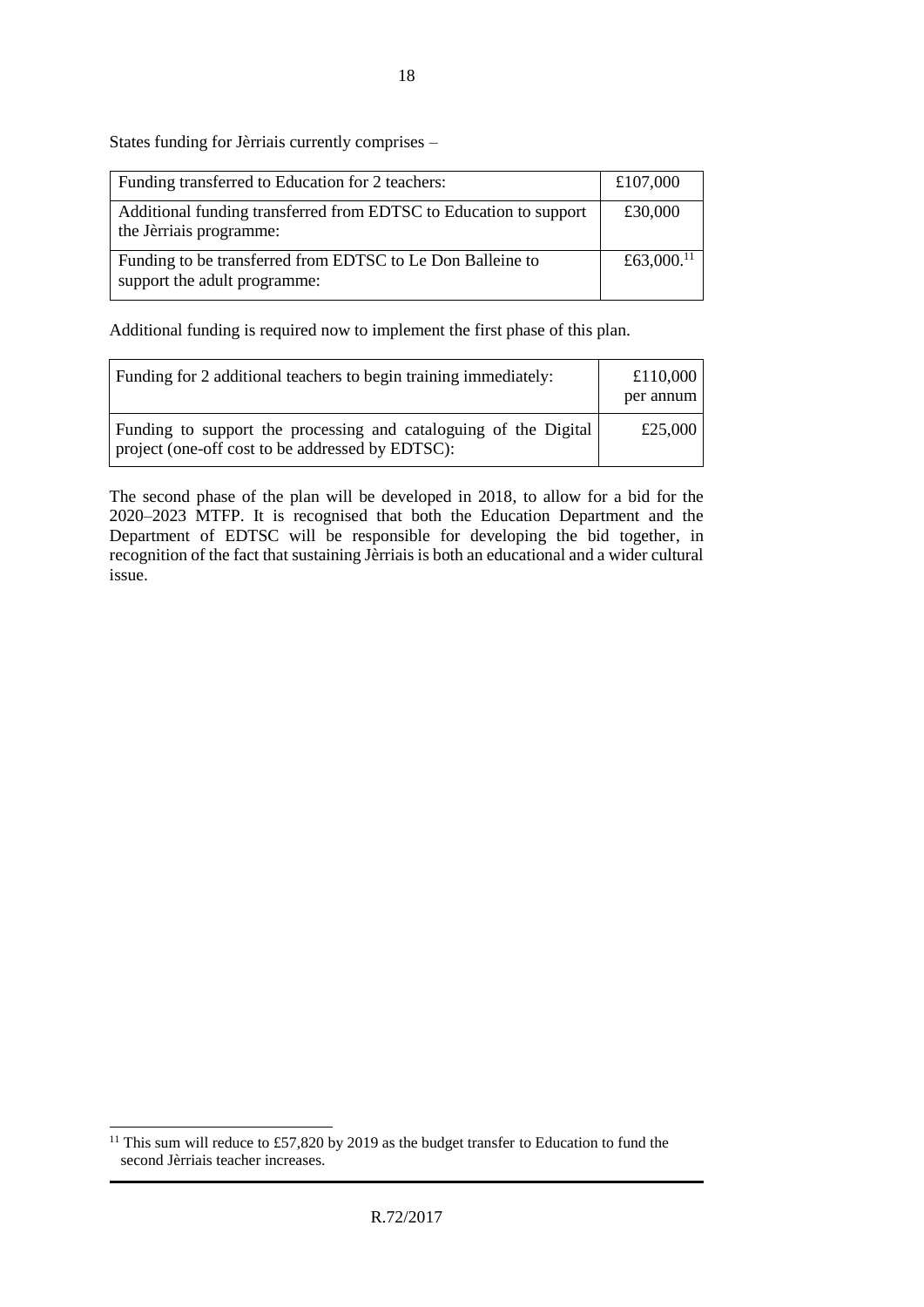States funding for Jèrriais currently comprises –

| | |
|---|---|
| Funding transferred to Education for 2 teachers: | £107,000 |
| Additional funding transferred from EDTSC to Education to support the Jèrriais programme: | £30,000 |
| Funding to be transferred from EDTSC to Le Don Balleine to support the adult programme: | £63,000.[11] |

Additional funding is required now to implement the first phase of this plan.

| | |
|---|---|
| Funding for 2 additional teachers to begin training immediately: | £110,000 per annum |
| Funding to support the processing and cataloguing of the Digital project (one-off cost to be addressed by EDTSC): | £25,000 |

The second phase of the plan will be developed in 2018, to allow for a bid for the 2020–2023 MTFP. It is recognised that both the Education Department and the Department of EDTSC will be responsible for developing the bid together, in recognition of the fact that sustaining Jèrriais is both an educational and a wider cultural issue.

[11] This sum will reduce to £57,820 by 2019 as the budget transfer to Education to fund the second Jèrriais teacher increases.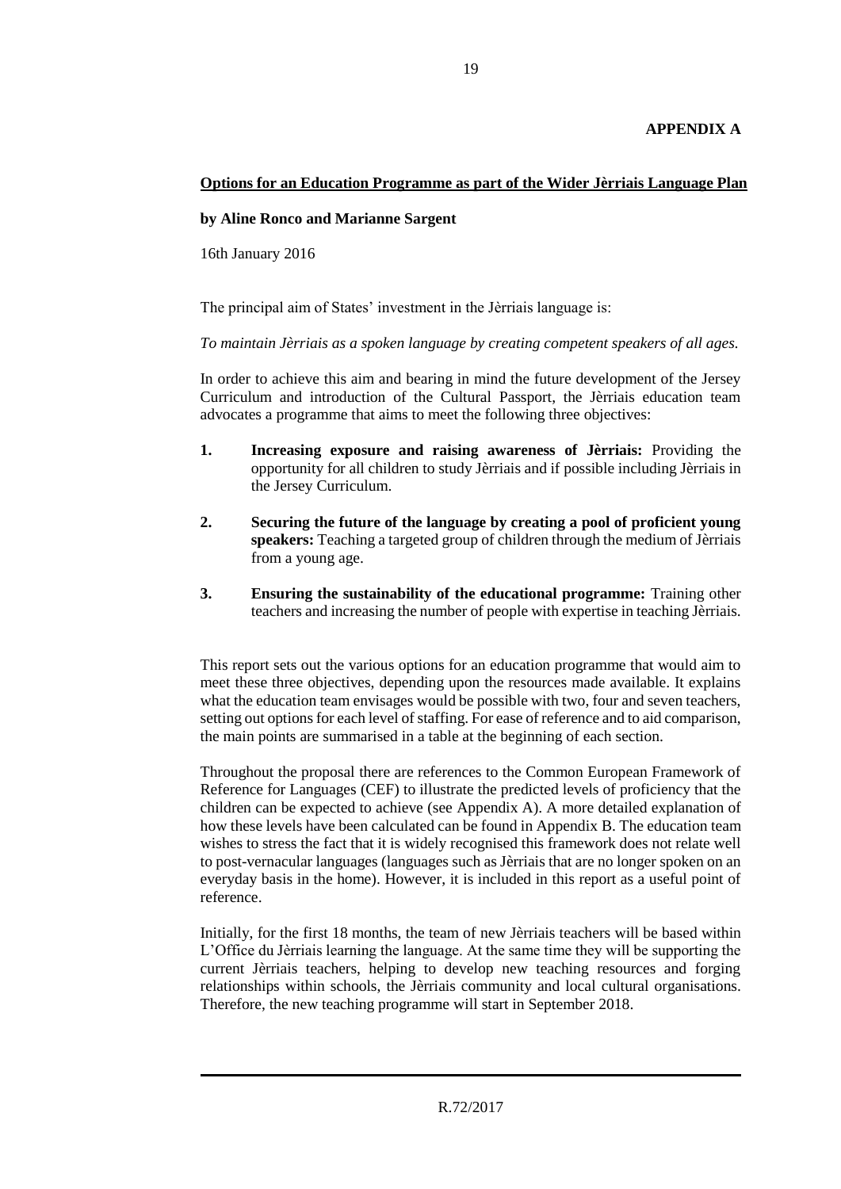**APPENDIX A**

**Options for an Education Programme as part of the Wider Jèrriais Language Plan**

**by Aline Ronco and Marianne Sargent**

16th January 2016

The principal aim of States' investment in the Jèrriais language is:

*To maintain Jèrriais as a spoken language by creating competent speakers of all ages.*

In order to achieve this aim and bearing in mind the future development of the Jersey Curriculum and introduction of the Cultural Passport, the Jèrriais education team advocates a programme that aims to meet the following three objectives:

1. **Increasing exposure and raising awareness of Jèrriais:** Providing the opportunity for all children to study Jèrriais and if possible including Jèrriais in the Jersey Curriculum.
2. **Securing the future of the language by creating a pool of proficient young speakers:** Teaching a targeted group of children through the medium of Jèrriais from a young age.
3. **Ensuring the sustainability of the educational programme:** Training other teachers and increasing the number of people with expertise in teaching Jèrriais.

This report sets out the various options for an education programme that would aim to meet these three objectives, depending upon the resources made available. It explains what the education team envisages would be possible with two, four and seven teachers, setting out options for each level of staffing. For ease of reference and to aid comparison, the main points are summarised in a table at the beginning of each section.

Throughout the proposal there are references to the Common European Framework of Reference for Languages (CEF) to illustrate the predicted levels of proficiency that the children can be expected to achieve (see Appendix A). A more detailed explanation of how these levels have been calculated can be found in Appendix B. The education team wishes to stress the fact that it is widely recognised this framework does not relate well to post-vernacular languages (languages such as Jèrriais that are no longer spoken on an everyday basis in the home). However, it is included in this report as a useful point of reference.

Initially, for the first 18 months, the team of new Jèrriais teachers will be based within L'Office du Jèrriais learning the language. At the same time they will be supporting the current Jèrriais teachers, helping to develop new teaching resources and forging relationships within schools, the Jèrriais community and local cultural organisations. Therefore, the new teaching programme will start in September 2018.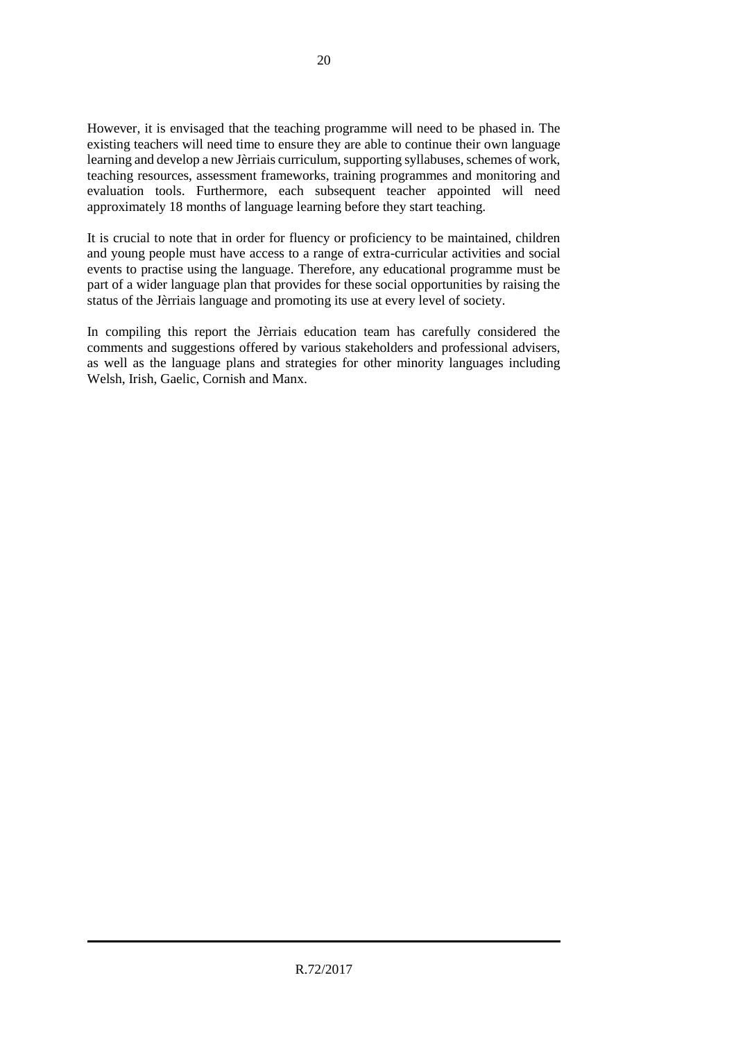However, it is envisaged that the teaching programme will need to be phased in. The existing teachers will need time to ensure they are able to continue their own language learning and develop a new Jèrriais curriculum, supporting syllabuses, schemes of work, teaching resources, assessment frameworks, training programmes and monitoring and evaluation tools. Furthermore, each subsequent teacher appointed will need approximately 18 months of language learning before they start teaching.

It is crucial to note that in order for fluency or proficiency to be maintained, children and young people must have access to a range of extra-curricular activities and social events to practise using the language. Therefore, any educational programme must be part of a wider language plan that provides for these social opportunities by raising the status of the Jèrriais language and promoting its use at every level of society.

In compiling this report the Jèrriais education team has carefully considered the comments and suggestions offered by various stakeholders and professional advisers, as well as the language plans and strategies for other minority languages including Welsh, Irish, Gaelic, Cornish and Manx.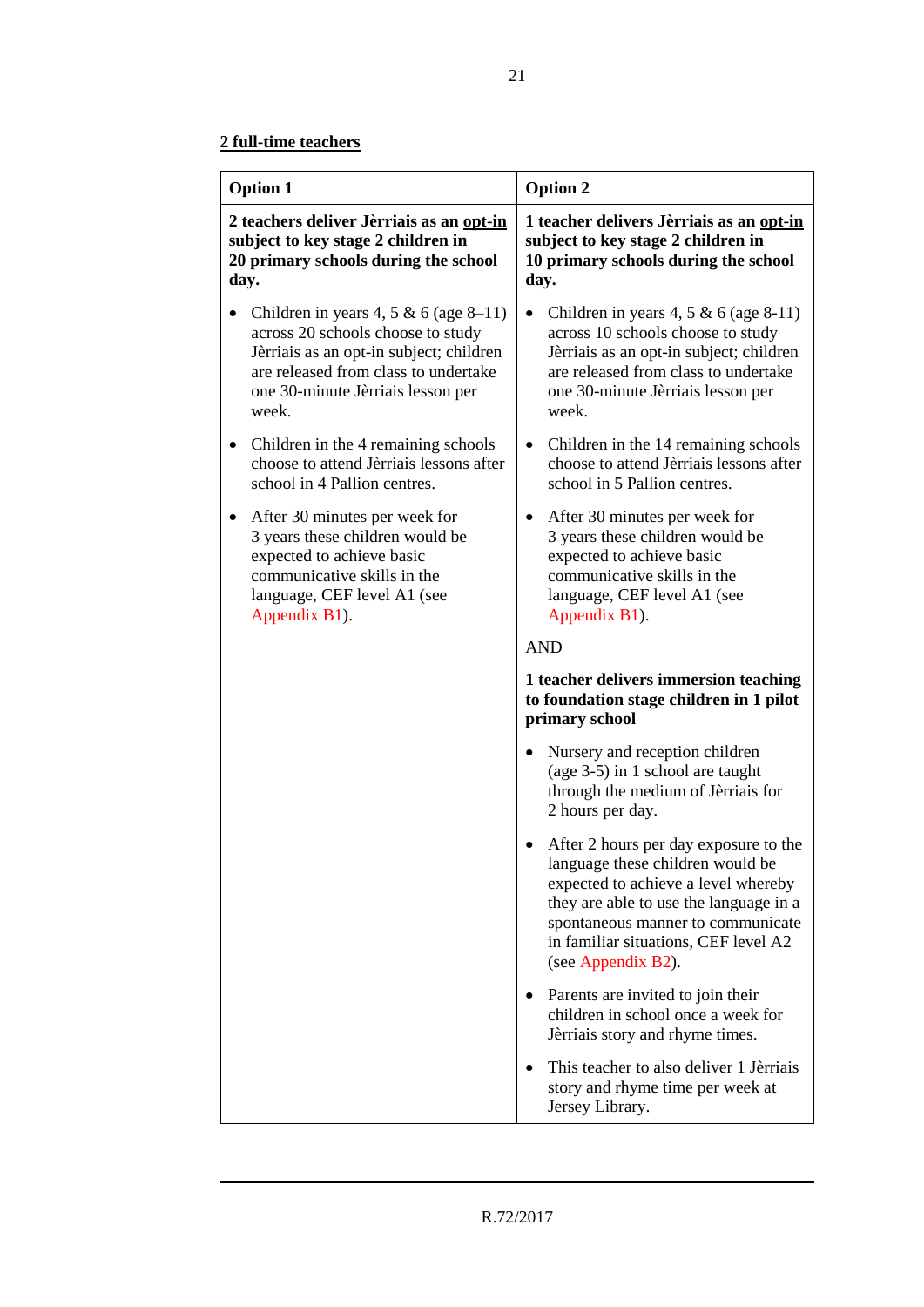**<u>2 full-time teachers</u>**

| Option 1 | Option 2 |
|---|---|
| **2 teachers deliver Jèrriais as an <u>opt-in</u> subject to key stage 2 children in 20 primary schools during the school day.**<br><br>• Children in years 4, 5 & 6 (age 8–11) across 20 schools choose to study Jèrriais as an opt-in subject; children are released from class to undertake one 30-minute Jèrriais lesson per week.<br><br>• Children in the 4 remaining schools choose to attend Jèrriais lessons after school in 4 Pallion centres.<br><br>• After 30 minutes per week for 3 years these children would be expected to achieve basic communicative skills in the language, CEF level A1 (see Appendix B1). | **1 teacher delivers Jèrriais as an <u>opt-in</u> subject to key stage 2 children in 10 primary schools during the school day.**<br><br>• Children in years 4, 5 & 6 (age 8-11) across 10 schools choose to study Jèrriais as an opt-in subject; children are released from class to undertake one 30-minute Jèrriais lesson per week.<br><br>• Children in the 14 remaining schools choose to attend Jèrriais lessons after school in 5 Pallion centres.<br><br>• After 30 minutes per week for 3 years these children would be expected to achieve basic communicative skills in the language, CEF level A1 (see Appendix B1).<br><br>AND<br><br>**1 teacher delivers immersion teaching to foundation stage children in 1 pilot primary school**<br><br>• Nursery and reception children (age 3-5) in 1 school are taught through the medium of Jèrriais for 2 hours per day.<br><br>• After 2 hours per day exposure to the language these children would be expected to achieve a level whereby they are able to use the language in a spontaneous manner to communicate in familiar situations, CEF level A2 (see Appendix B2).<br><br>• Parents are invited to join their children in school once a week for Jèrriais story and rhyme times.<br><br>• This teacher to also deliver 1 Jèrriais story and rhyme time per week at Jersey Library. |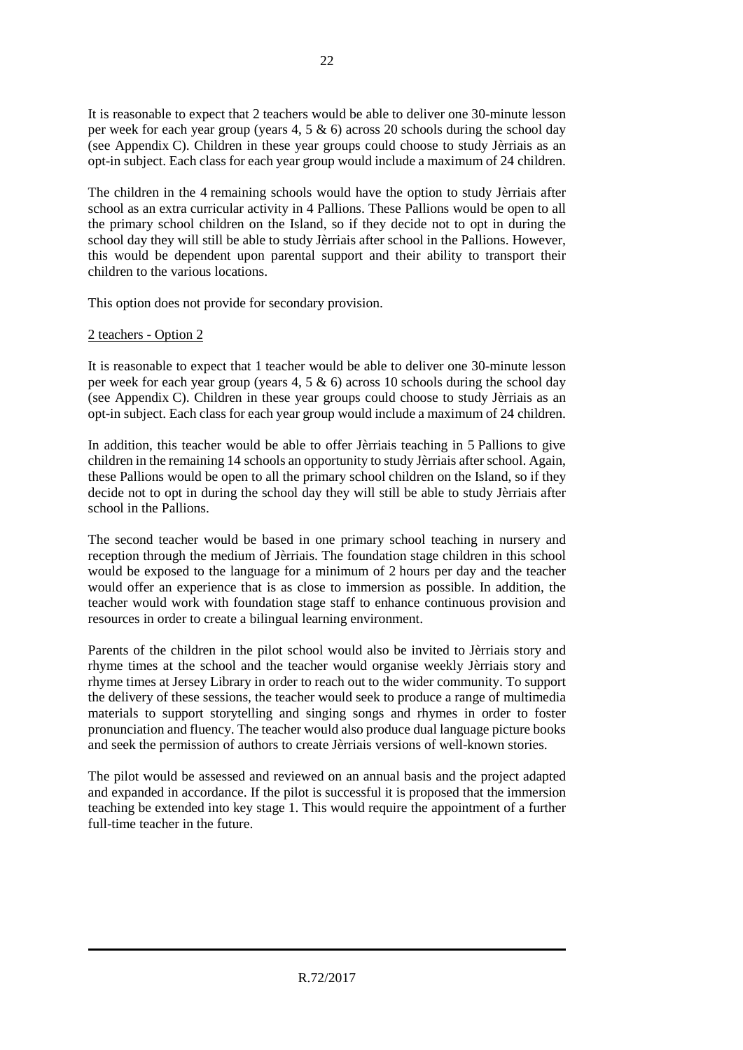It is reasonable to expect that 2 teachers would be able to deliver one 30-minute lesson per week for each year group (years 4, 5 & 6) across 20 schools during the school day (see Appendix C). Children in these year groups could choose to study Jèrriais as an opt-in subject. Each class for each year group would include a maximum of 24 children.

The children in the 4 remaining schools would have the option to study Jèrriais after school as an extra curricular activity in 4 Pallions. These Pallions would be open to all the primary school children on the Island, so if they decide not to opt in during the school day they will still be able to study Jèrriais after school in the Pallions. However, this would be dependent upon parental support and their ability to transport their children to the various locations.

This option does not provide for secondary provision.

<u>2 teachers - Option 2</u>

It is reasonable to expect that 1 teacher would be able to deliver one 30-minute lesson per week for each year group (years 4, 5 & 6) across 10 schools during the school day (see Appendix C). Children in these year groups could choose to study Jèrriais as an opt-in subject. Each class for each year group would include a maximum of 24 children.

In addition, this teacher would be able to offer Jèrriais teaching in 5 Pallions to give children in the remaining 14 schools an opportunity to study Jèrriais after school. Again, these Pallions would be open to all the primary school children on the Island, so if they decide not to opt in during the school day they will still be able to study Jèrriais after school in the Pallions.

The second teacher would be based in one primary school teaching in nursery and reception through the medium of Jèrriais. The foundation stage children in this school would be exposed to the language for a minimum of 2 hours per day and the teacher would offer an experience that is as close to immersion as possible. In addition, the teacher would work with foundation stage staff to enhance continuous provision and resources in order to create a bilingual learning environment.

Parents of the children in the pilot school would also be invited to Jèrriais story and rhyme times at the school and the teacher would organise weekly Jèrriais story and rhyme times at Jersey Library in order to reach out to the wider community. To support the delivery of these sessions, the teacher would seek to produce a range of multimedia materials to support storytelling and singing songs and rhymes in order to foster pronunciation and fluency. The teacher would also produce dual language picture books and seek the permission of authors to create Jèrriais versions of well-known stories.

The pilot would be assessed and reviewed on an annual basis and the project adapted and expanded in accordance. If the pilot is successful it is proposed that the immersion teaching be extended into key stage 1. This would require the appointment of a further full-time teacher in the future.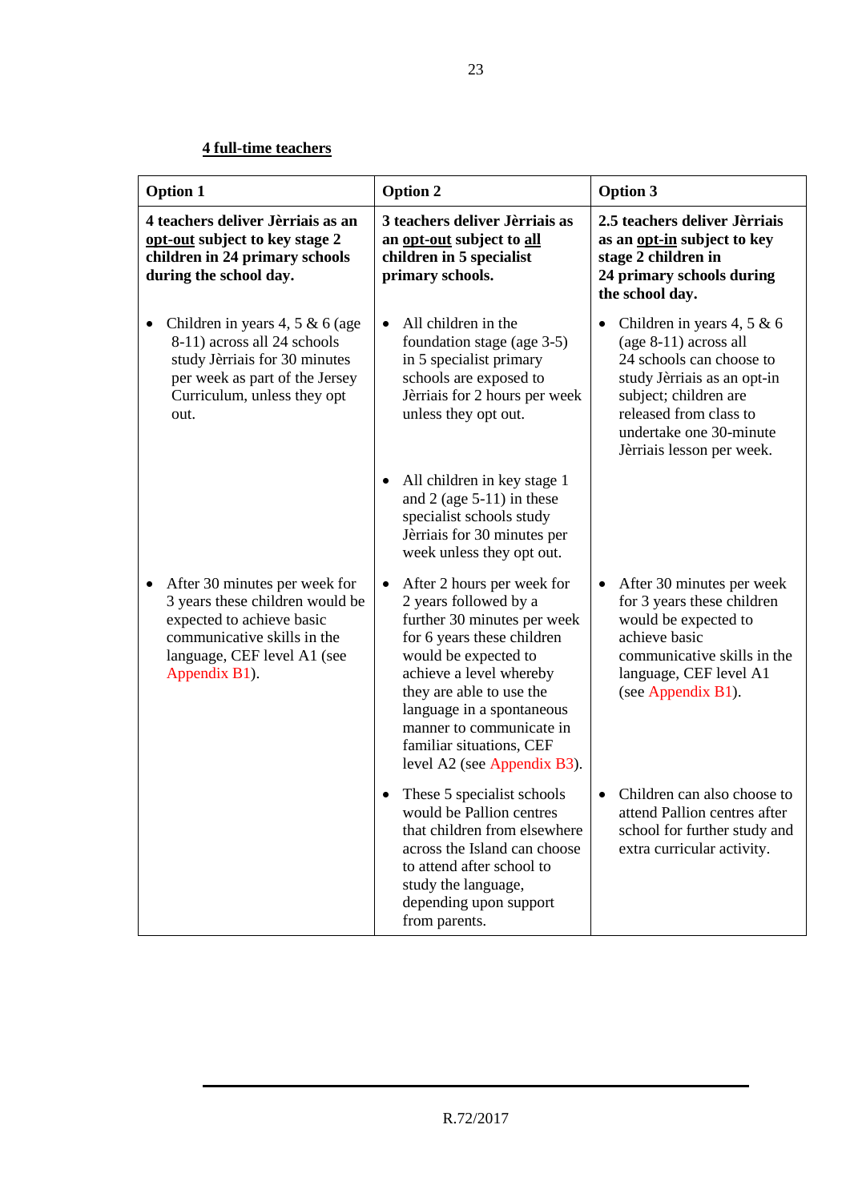**4 full-time teachers**

| Option 1 | Option 2 | Option 3 |
|---|---|---|
| **4 teachers deliver Jèrriais as an opt-out subject to key stage 2 children in 24 primary schools during the school day.** | **3 teachers deliver Jèrriais as an opt-out subject to all children in 5 specialist primary schools.** | **2.5 teachers deliver Jèrriais as an opt-in subject to key stage 2 children in 24 primary schools during the school day.** |
| • Children in years 4, 5 & 6 (age 8-11) across all 24 schools study Jèrriais for 30 minutes per week as part of the Jersey Curriculum, unless they opt out. | • All children in the foundation stage (age 3-5) in 5 specialist primary schools are exposed to Jèrriais for 2 hours per week unless they opt out. | • Children in years 4, 5 & 6 (age 8-11) across all 24 schools can choose to study Jèrriais as an opt-in subject; children are released from class to undertake one 30-minute Jèrriais lesson per week. |
| | • All children in key stage 1 and 2 (age 5-11) in these specialist schools study Jèrriais for 30 minutes per week unless they opt out. | |
| • After 30 minutes per week for 3 years these children would be expected to achieve basic communicative skills in the language, CEF level A1 (see Appendix B1). | • After 2 hours per week for 2 years followed by a further 30 minutes per week for 6 years these children would be expected to achieve a level whereby they are able to use the language in a spontaneous manner to communicate in familiar situations, CEF level A2 (see Appendix B3). | • After 30 minutes per week for 3 years these children would be expected to achieve basic communicative skills in the language, CEF level A1 (see Appendix B1). |
| | • These 5 specialist schools would be Pallion centres that children from elsewhere across the Island can choose to attend after school to study the language, depending upon support from parents. | • Children can also choose to attend Pallion centres after school for further study and extra curricular activity. |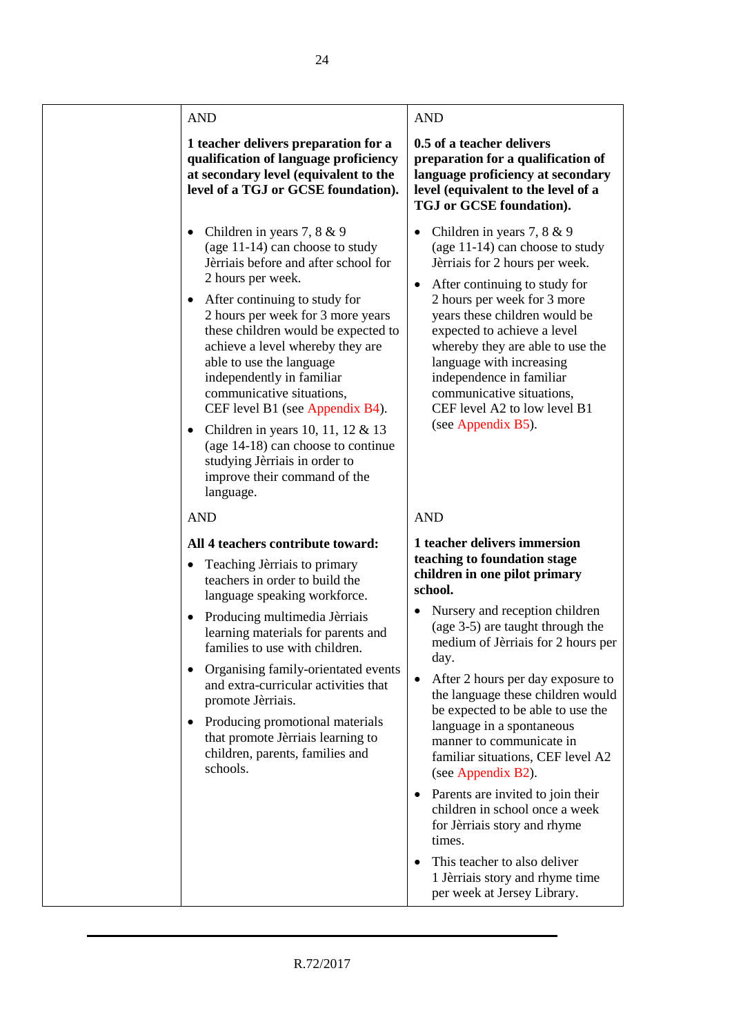| | | |
|---|---|---|
| | AND<br><br>**1 teacher delivers preparation for a qualification of language proficiency at secondary level (equivalent to the level of a TGJ or GCSE foundation).**<br><br>• Children in years 7, 8 & 9 (age 11-14) can choose to study Jèrriais before and after school for 2 hours per week.<br>• After continuing to study for 2 hours per week for 3 more years these children would be expected to achieve a level whereby they are able to use the language independently in familiar communicative situations, CEF level B1 (see Appendix B4).<br>• Children in years 10, 11, 12 & 13 (age 14-18) can choose to continue studying Jèrriais in order to improve their command of the language. | AND<br><br>**0.5 of a teacher delivers preparation for a qualification of language proficiency at secondary level (equivalent to the level of a TGJ or GCSE foundation).**<br><br>• Children in years 7, 8 & 9 (age 11-14) can choose to study Jèrriais for 2 hours per week.<br>• After continuing to study for 2 hours per week for 3 more years these children would be expected to achieve a level whereby they are able to use the language with increasing independence in familiar communicative situations, CEF level A2 to low level B1 (see Appendix B5). |
| | AND<br><br>**All 4 teachers contribute toward:**<br><br>• Teaching Jèrriais to primary teachers in order to build the language speaking workforce.<br>• Producing multimedia Jèrriais learning materials for parents and families to use with children.<br>• Organising family-orientated events and extra-curricular activities that promote Jèrriais.<br>• Producing promotional materials that promote Jèrriais learning to children, parents, families and schools. | AND<br><br>**1 teacher delivers immersion teaching to foundation stage children in one pilot primary school.**<br><br>• Nursery and reception children (age 3-5) are taught through the medium of Jèrriais for 2 hours per day.<br>• After 2 hours per day exposure to the language these children would be expected to be able to use the language in a spontaneous manner to communicate in familiar situations, CEF level A2 (see Appendix B2).<br>• Parents are invited to join their children in school once a week for Jèrriais story and rhyme times.<br>• This teacher to also deliver 1 Jèrriais story and rhyme time per week at Jersey Library. |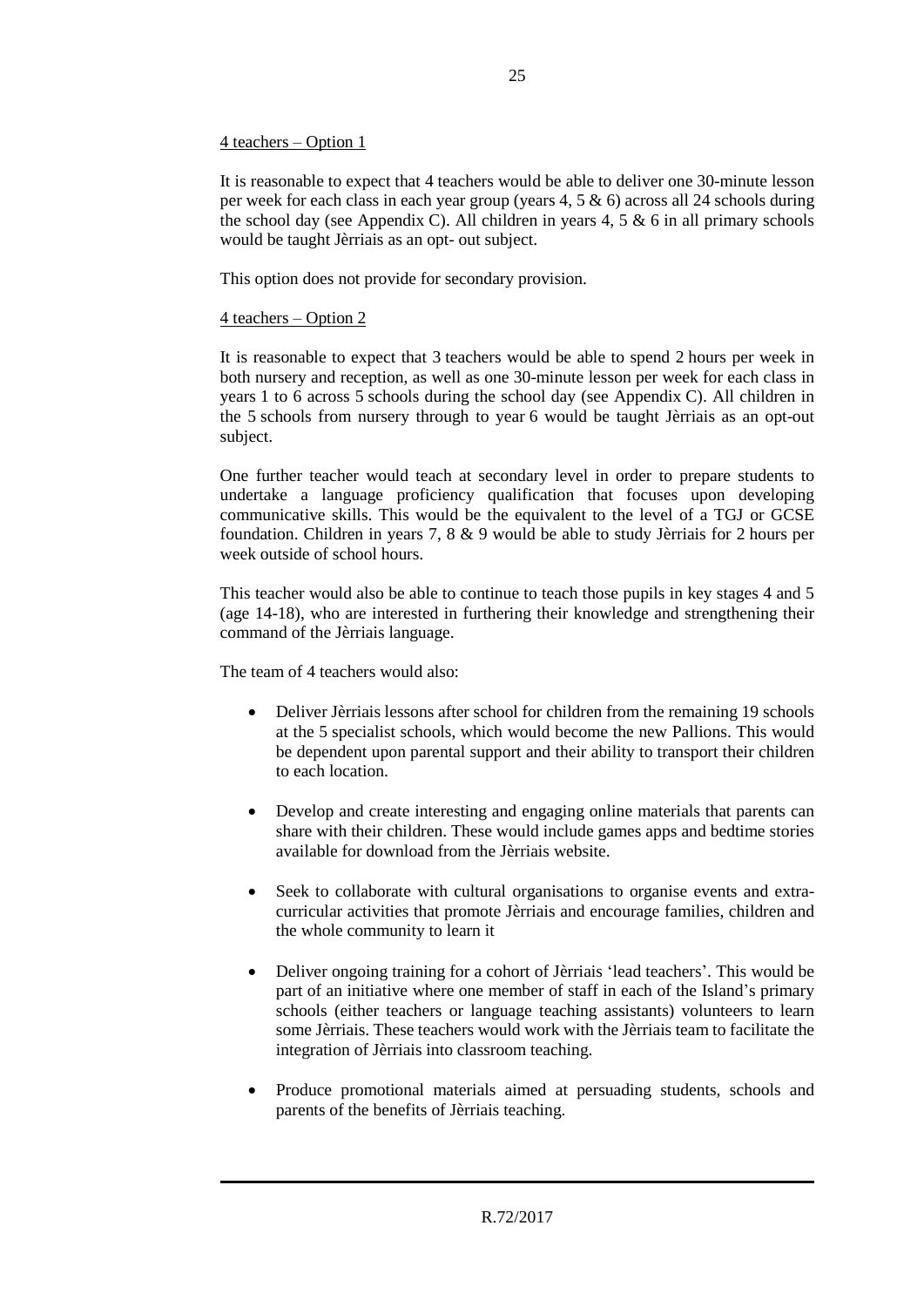<u>4 teachers – Option 1</u>

It is reasonable to expect that 4 teachers would be able to deliver one 30-minute lesson per week for each class in each year group (years 4, 5 & 6) across all 24 schools during the school day (see Appendix C). All children in years 4, 5 & 6 in all primary schools would be taught Jèrriais as an opt- out subject.

This option does not provide for secondary provision.

<u>4 teachers – Option 2</u>

It is reasonable to expect that 3 teachers would be able to spend 2 hours per week in both nursery and reception, as well as one 30-minute lesson per week for each class in years 1 to 6 across 5 schools during the school day (see Appendix C). All children in the 5 schools from nursery through to year 6 would be taught Jèrriais as an opt-out subject.

One further teacher would teach at secondary level in order to prepare students to undertake a language proficiency qualification that focuses upon developing communicative skills. This would be the equivalent to the level of a TGJ or GCSE foundation. Children in years 7, 8 & 9 would be able to study Jèrriais for 2 hours per week outside of school hours.

This teacher would also be able to continue to teach those pupils in key stages 4 and 5 (age 14-18), who are interested in furthering their knowledge and strengthening their command of the Jèrriais language.

The team of 4 teachers would also:

- Deliver Jèrriais lessons after school for children from the remaining 19 schools at the 5 specialist schools, which would become the new Pallions. This would be dependent upon parental support and their ability to transport their children to each location.
- Develop and create interesting and engaging online materials that parents can share with their children. These would include games apps and bedtime stories available for download from the Jèrriais website.
- Seek to collaborate with cultural organisations to organise events and extra-curricular activities that promote Jèrriais and encourage families, children and the whole community to learn it
- Deliver ongoing training for a cohort of Jèrriais 'lead teachers'. This would be part of an initiative where one member of staff in each of the Island's primary schools (either teachers or language teaching assistants) volunteers to learn some Jèrriais. These teachers would work with the Jèrriais team to facilitate the integration of Jèrriais into classroom teaching.
- Produce promotional materials aimed at persuading students, schools and parents of the benefits of Jèrriais teaching.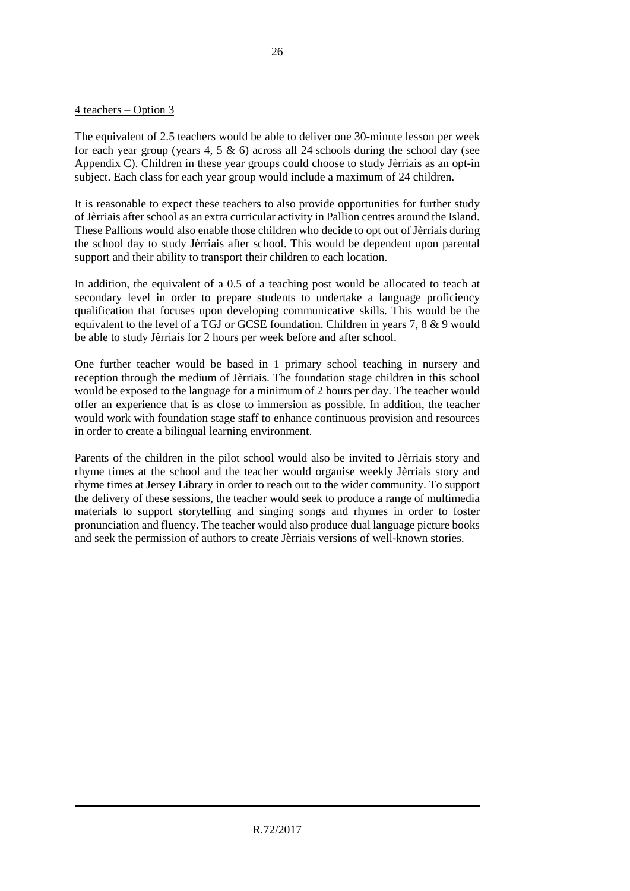4 teachers – Option 3

The equivalent of 2.5 teachers would be able to deliver one 30-minute lesson per week for each year group (years 4, 5 & 6) across all 24 schools during the school day (see Appendix C). Children in these year groups could choose to study Jèrriais as an opt-in subject. Each class for each year group would include a maximum of 24 children.

It is reasonable to expect these teachers to also provide opportunities for further study of Jèrriais after school as an extra curricular activity in Pallion centres around the Island. These Pallions would also enable those children who decide to opt out of Jèrriais during the school day to study Jèrriais after school. This would be dependent upon parental support and their ability to transport their children to each location.

In addition, the equivalent of a 0.5 of a teaching post would be allocated to teach at secondary level in order to prepare students to undertake a language proficiency qualification that focuses upon developing communicative skills. This would be the equivalent to the level of a TGJ or GCSE foundation. Children in years 7, 8 & 9 would be able to study Jèrriais for 2 hours per week before and after school.

One further teacher would be based in 1 primary school teaching in nursery and reception through the medium of Jèrriais. The foundation stage children in this school would be exposed to the language for a minimum of 2 hours per day. The teacher would offer an experience that is as close to immersion as possible. In addition, the teacher would work with foundation stage staff to enhance continuous provision and resources in order to create a bilingual learning environment.

Parents of the children in the pilot school would also be invited to Jèrriais story and rhyme times at the school and the teacher would organise weekly Jèrriais story and rhyme times at Jersey Library in order to reach out to the wider community. To support the delivery of these sessions, the teacher would seek to produce a range of multimedia materials to support storytelling and singing songs and rhymes in order to foster pronunciation and fluency. The teacher would also produce dual language picture books and seek the permission of authors to create Jèrriais versions of well-known stories.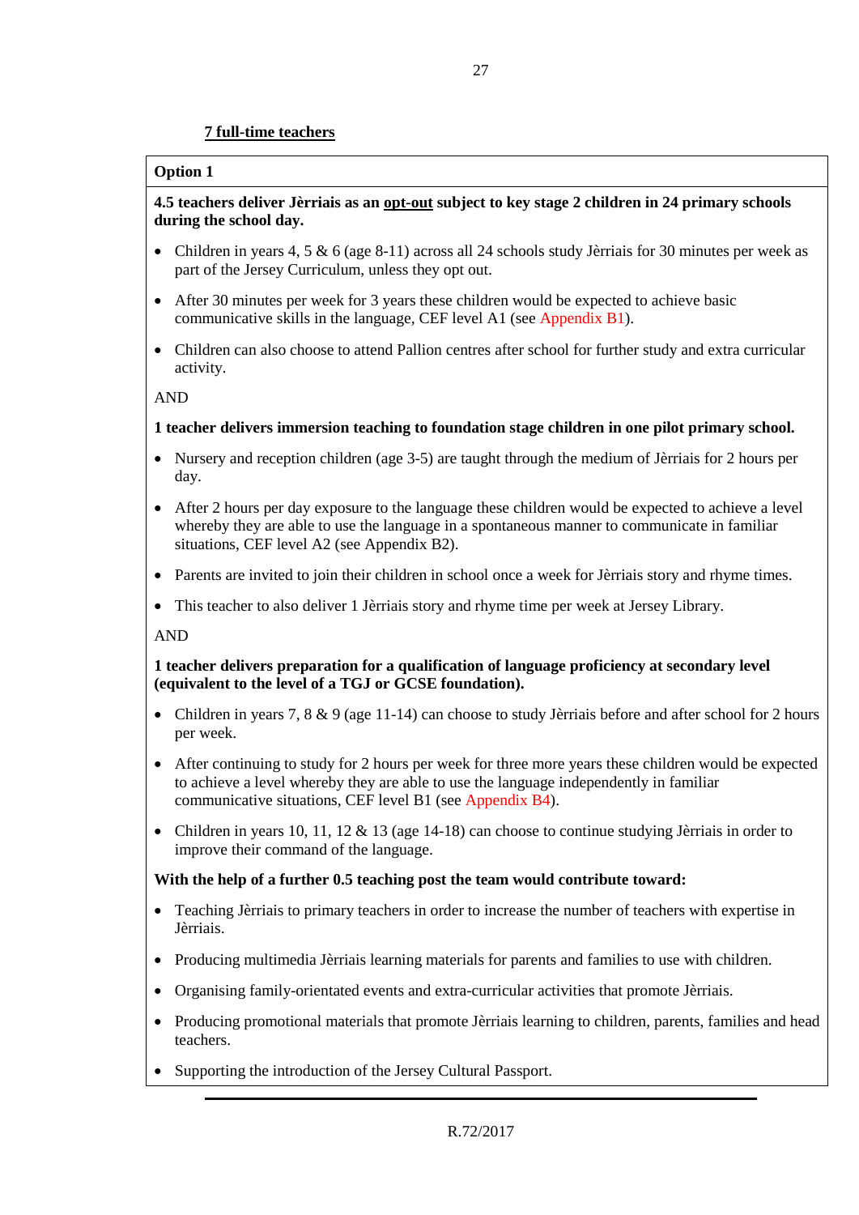**7 full-time teachers**

**Option 1**

**4.5 teachers deliver Jèrriais as an opt-out subject to key stage 2 children in 24 primary schools during the school day.**

- Children in years 4, 5 & 6 (age 8-11) across all 24 schools study Jèrriais for 30 minutes per week as part of the Jersey Curriculum, unless they opt out.
- After 30 minutes per week for 3 years these children would be expected to achieve basic communicative skills in the language, CEF level A1 (see Appendix B1).
- Children can also choose to attend Pallion centres after school for further study and extra curricular activity.

AND

**1 teacher delivers immersion teaching to foundation stage children in one pilot primary school.**

- Nursery and reception children (age 3-5) are taught through the medium of Jèrriais for 2 hours per day.
- After 2 hours per day exposure to the language these children would be expected to achieve a level whereby they are able to use the language in a spontaneous manner to communicate in familiar situations, CEF level A2 (see Appendix B2).
- Parents are invited to join their children in school once a week for Jèrriais story and rhyme times.
- This teacher to also deliver 1 Jèrriais story and rhyme time per week at Jersey Library.

AND

**1 teacher delivers preparation for a qualification of language proficiency at secondary level (equivalent to the level of a TGJ or GCSE foundation).**

- Children in years 7, 8 & 9 (age 11-14) can choose to study Jèrriais before and after school for 2 hours per week.
- After continuing to study for 2 hours per week for three more years these children would be expected to achieve a level whereby they are able to use the language independently in familiar communicative situations, CEF level B1 (see Appendix B4).
- Children in years 10, 11, 12 & 13 (age 14-18) can choose to continue studying Jèrriais in order to improve their command of the language.

**With the help of a further 0.5 teaching post the team would contribute toward:**

- Teaching Jèrriais to primary teachers in order to increase the number of teachers with expertise in Jèrriais.
- Producing multimedia Jèrriais learning materials for parents and families to use with children.
- Organising family-orientated events and extra-curricular activities that promote Jèrriais.
- Producing promotional materials that promote Jèrriais learning to children, parents, families and head teachers.
- Supporting the introduction of the Jersey Cultural Passport.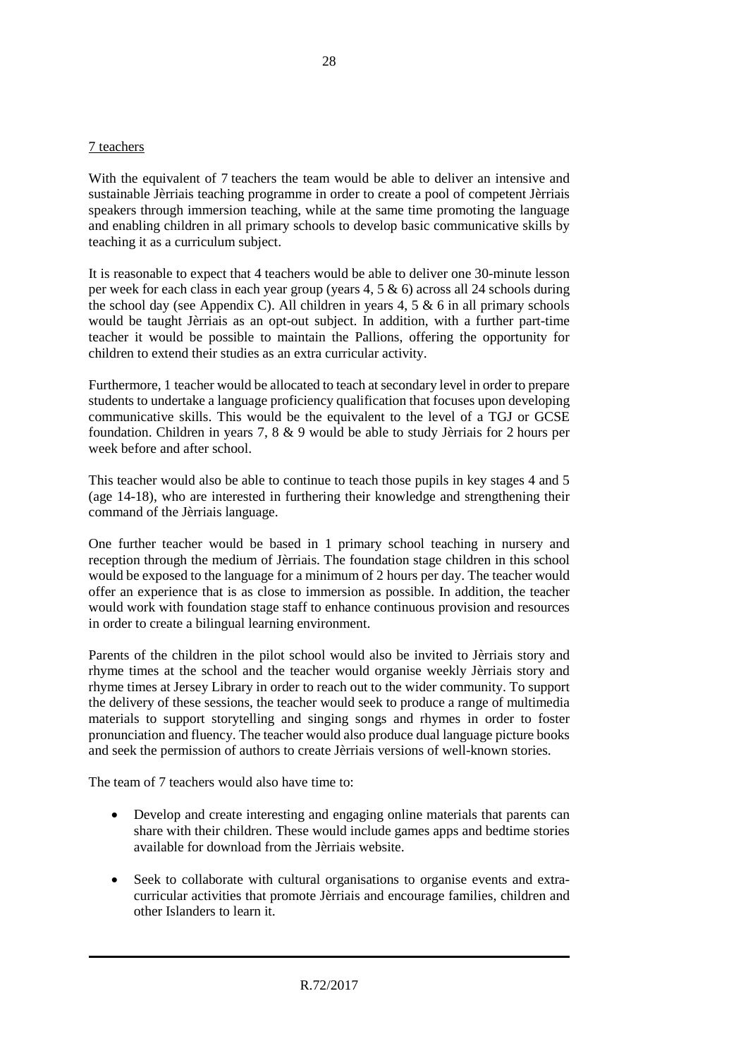7 teachers

With the equivalent of 7 teachers the team would be able to deliver an intensive and sustainable Jèrriais teaching programme in order to create a pool of competent Jèrriais speakers through immersion teaching, while at the same time promoting the language and enabling children in all primary schools to develop basic communicative skills by teaching it as a curriculum subject.

It is reasonable to expect that 4 teachers would be able to deliver one 30-minute lesson per week for each class in each year group (years 4, 5 & 6) across all 24 schools during the school day (see Appendix C). All children in years 4, 5 & 6 in all primary schools would be taught Jèrriais as an opt-out subject. In addition, with a further part-time teacher it would be possible to maintain the Pallions, offering the opportunity for children to extend their studies as an extra curricular activity.

Furthermore, 1 teacher would be allocated to teach at secondary level in order to prepare students to undertake a language proficiency qualification that focuses upon developing communicative skills. This would be the equivalent to the level of a TGJ or GCSE foundation. Children in years 7, 8 & 9 would be able to study Jèrriais for 2 hours per week before and after school.

This teacher would also be able to continue to teach those pupils in key stages 4 and 5 (age 14-18), who are interested in furthering their knowledge and strengthening their command of the Jèrriais language.

One further teacher would be based in 1 primary school teaching in nursery and reception through the medium of Jèrriais. The foundation stage children in this school would be exposed to the language for a minimum of 2 hours per day. The teacher would offer an experience that is as close to immersion as possible. In addition, the teacher would work with foundation stage staff to enhance continuous provision and resources in order to create a bilingual learning environment.

Parents of the children in the pilot school would also be invited to Jèrriais story and rhyme times at the school and the teacher would organise weekly Jèrriais story and rhyme times at Jersey Library in order to reach out to the wider community. To support the delivery of these sessions, the teacher would seek to produce a range of multimedia materials to support storytelling and singing songs and rhymes in order to foster pronunciation and fluency. The teacher would also produce dual language picture books and seek the permission of authors to create Jèrriais versions of well-known stories.

The team of 7 teachers would also have time to:

- Develop and create interesting and engaging online materials that parents can share with their children. These would include games apps and bedtime stories available for download from the Jèrriais website.
- Seek to collaborate with cultural organisations to organise events and extra-curricular activities that promote Jèrriais and encourage families, children and other Islanders to learn it.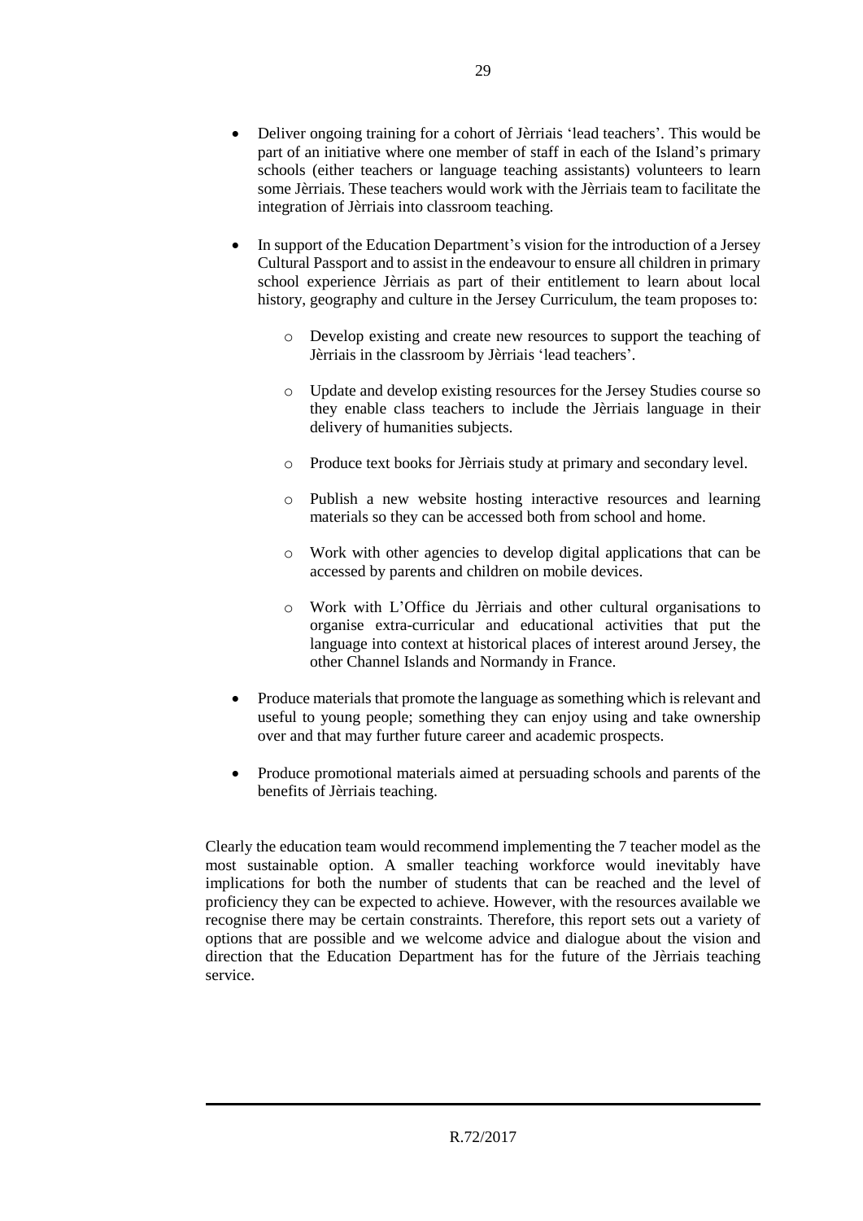- Deliver ongoing training for a cohort of Jèrriais 'lead teachers'. This would be part of an initiative where one member of staff in each of the Island's primary schools (either teachers or language teaching assistants) volunteers to learn some Jèrriais. These teachers would work with the Jèrriais team to facilitate the integration of Jèrriais into classroom teaching.

- In support of the Education Department's vision for the introduction of a Jersey Cultural Passport and to assist in the endeavour to ensure all children in primary school experience Jèrriais as part of their entitlement to learn about local history, geography and culture in the Jersey Curriculum, the team proposes to:

    - Develop existing and create new resources to support the teaching of Jèrriais in the classroom by Jèrriais 'lead teachers'.

    - Update and develop existing resources for the Jersey Studies course so they enable class teachers to include the Jèrriais language in their delivery of humanities subjects.

    - Produce text books for Jèrriais study at primary and secondary level.

    - Publish a new website hosting interactive resources and learning materials so they can be accessed both from school and home.

    - Work with other agencies to develop digital applications that can be accessed by parents and children on mobile devices.

    - Work with L'Office du Jèrriais and other cultural organisations to organise extra-curricular and educational activities that put the language into context at historical places of interest around Jersey, the other Channel Islands and Normandy in France.

- Produce materials that promote the language as something which is relevant and useful to young people; something they can enjoy using and take ownership over and that may further future career and academic prospects.

- Produce promotional materials aimed at persuading schools and parents of the benefits of Jèrriais teaching.

Clearly the education team would recommend implementing the 7 teacher model as the most sustainable option. A smaller teaching workforce would inevitably have implications for both the number of students that can be reached and the level of proficiency they can be expected to achieve. However, with the resources available we recognise there may be certain constraints. Therefore, this report sets out a variety of options that are possible and we welcome advice and dialogue about the vision and direction that the Education Department has for the future of the Jèrriais teaching service.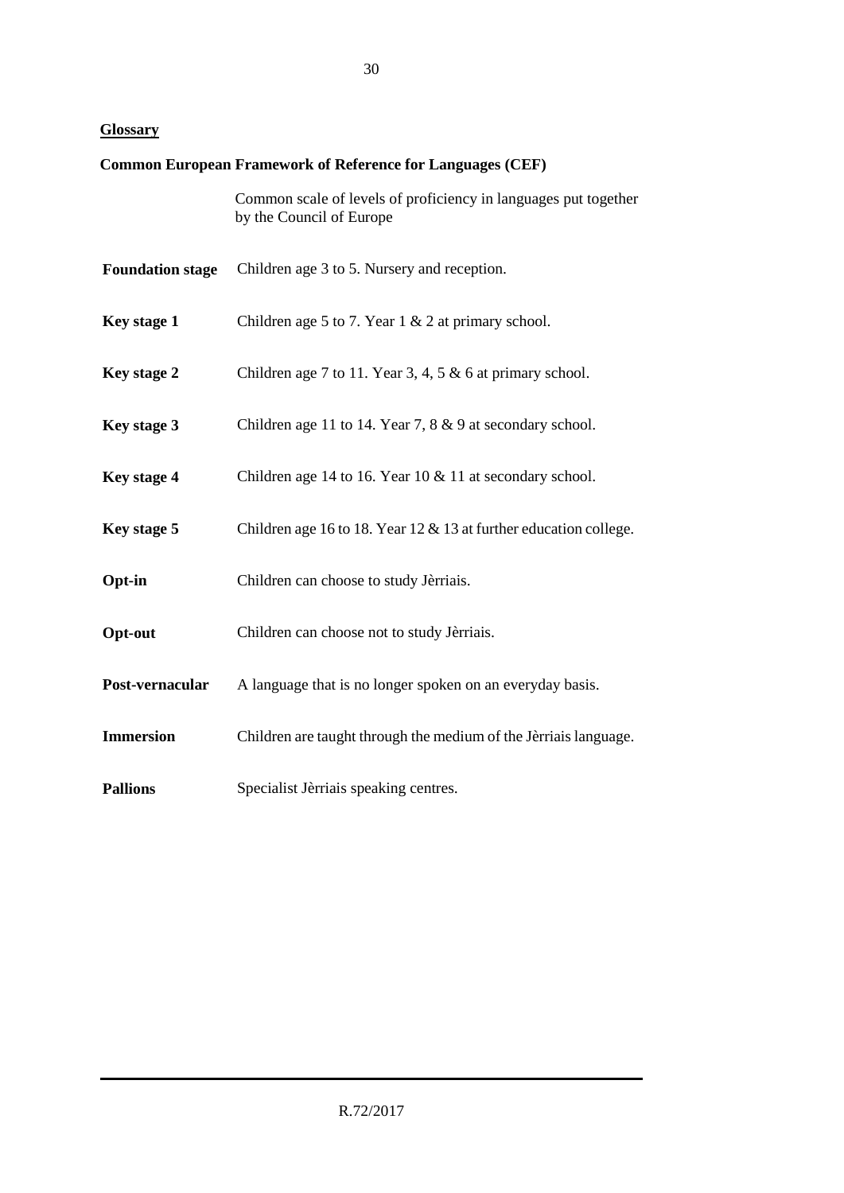## Glossary

**Common European Framework of Reference for Languages (CEF)**

Common scale of levels of proficiency in languages put together by the Council of Europe

**Foundation stage** Children age 3 to 5. Nursery and reception.

**Key stage 1** Children age 5 to 7. Year 1 & 2 at primary school.

**Key stage 2** Children age 7 to 11. Year 3, 4, 5 & 6 at primary school.

**Key stage 3** Children age 11 to 14. Year 7, 8 & 9 at secondary school.

**Key stage 4** Children age 14 to 16. Year 10 & 11 at secondary school.

**Key stage 5** Children age 16 to 18. Year 12 & 13 at further education college.

**Opt-in** Children can choose to study Jèrriais.

**Opt-out** Children can choose not to study Jèrriais.

**Post-vernacular** A language that is no longer spoken on an everyday basis.

**Immersion** Children are taught through the medium of the Jèrriais language.

**Pallions** Specialist Jèrriais speaking centres.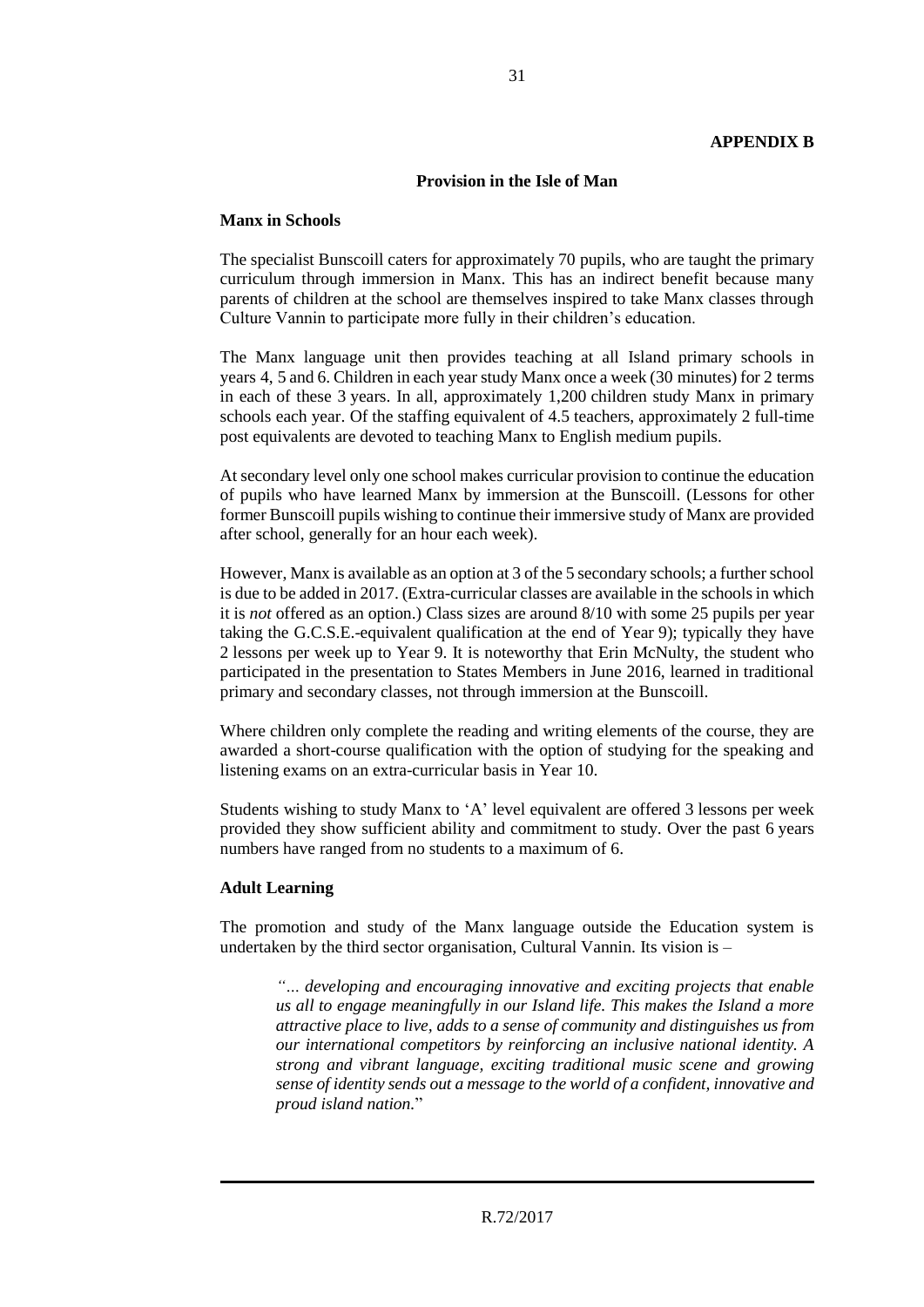**APPENDIX B**

## Provision in the Isle of Man

### Manx in Schools

The specialist Bunscoill caters for approximately 70 pupils, who are taught the primary curriculum through immersion in Manx. This has an indirect benefit because many parents of children at the school are themselves inspired to take Manx classes through Culture Vannin to participate more fully in their children's education.

The Manx language unit then provides teaching at all Island primary schools in years 4, 5 and 6. Children in each year study Manx once a week (30 minutes) for 2 terms in each of these 3 years. In all, approximately 1,200 children study Manx in primary schools each year. Of the staffing equivalent of 4.5 teachers, approximately 2 full-time post equivalents are devoted to teaching Manx to English medium pupils.

At secondary level only one school makes curricular provision to continue the education of pupils who have learned Manx by immersion at the Bunscoill. (Lessons for other former Bunscoill pupils wishing to continue their immersive study of Manx are provided after school, generally for an hour each week).

However, Manx is available as an option at 3 of the 5 secondary schools; a further school is due to be added in 2017. (Extra-curricular classes are available in the schools in which it is *not* offered as an option.) Class sizes are around 8/10 with some 25 pupils per year taking the G.C.S.E.-equivalent qualification at the end of Year 9); typically they have 2 lessons per week up to Year 9. It is noteworthy that Erin McNulty, the student who participated in the presentation to States Members in June 2016, learned in traditional primary and secondary classes, not through immersion at the Bunscoill.

Where children only complete the reading and writing elements of the course, they are awarded a short-course qualification with the option of studying for the speaking and listening exams on an extra-curricular basis in Year 10.

Students wishing to study Manx to 'A' level equivalent are offered 3 lessons per week provided they show sufficient ability and commitment to study. Over the past 6 years numbers have ranged from no students to a maximum of 6.

### Adult Learning

The promotion and study of the Manx language outside the Education system is undertaken by the third sector organisation, Cultural Vannin. Its vision is –

> *"… developing and encouraging innovative and exciting projects that enable us all to engage meaningfully in our Island life. This makes the Island a more attractive place to live, adds to a sense of community and distinguishes us from our international competitors by reinforcing an inclusive national identity. A strong and vibrant language, exciting traditional music scene and growing sense of identity sends out a message to the world of a confident, innovative and proud island nation.*"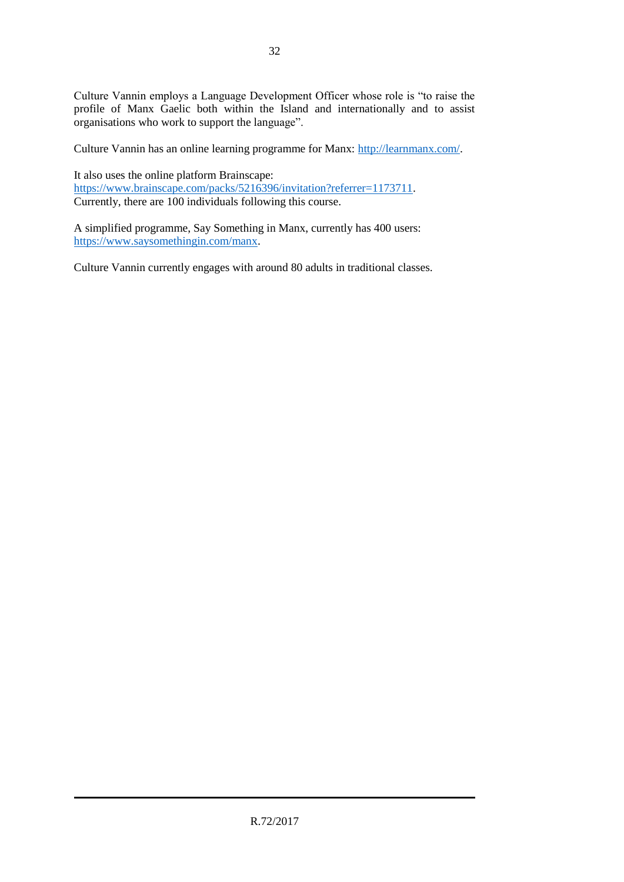Culture Vannin employs a Language Development Officer whose role is "to raise the profile of Manx Gaelic both within the Island and internationally and to assist organisations who work to support the language".

Culture Vannin has an online learning programme for Manx: http://learnmanx.com/.

It also uses the online platform Brainscape:
https://www.brainscape.com/packs/5216396/invitation?referrer=1173711.
Currently, there are 100 individuals following this course.

A simplified programme, Say Something in Manx, currently has 400 users:
https://www.saysomethingin.com/manx.

Culture Vannin currently engages with around 80 adults in traditional classes.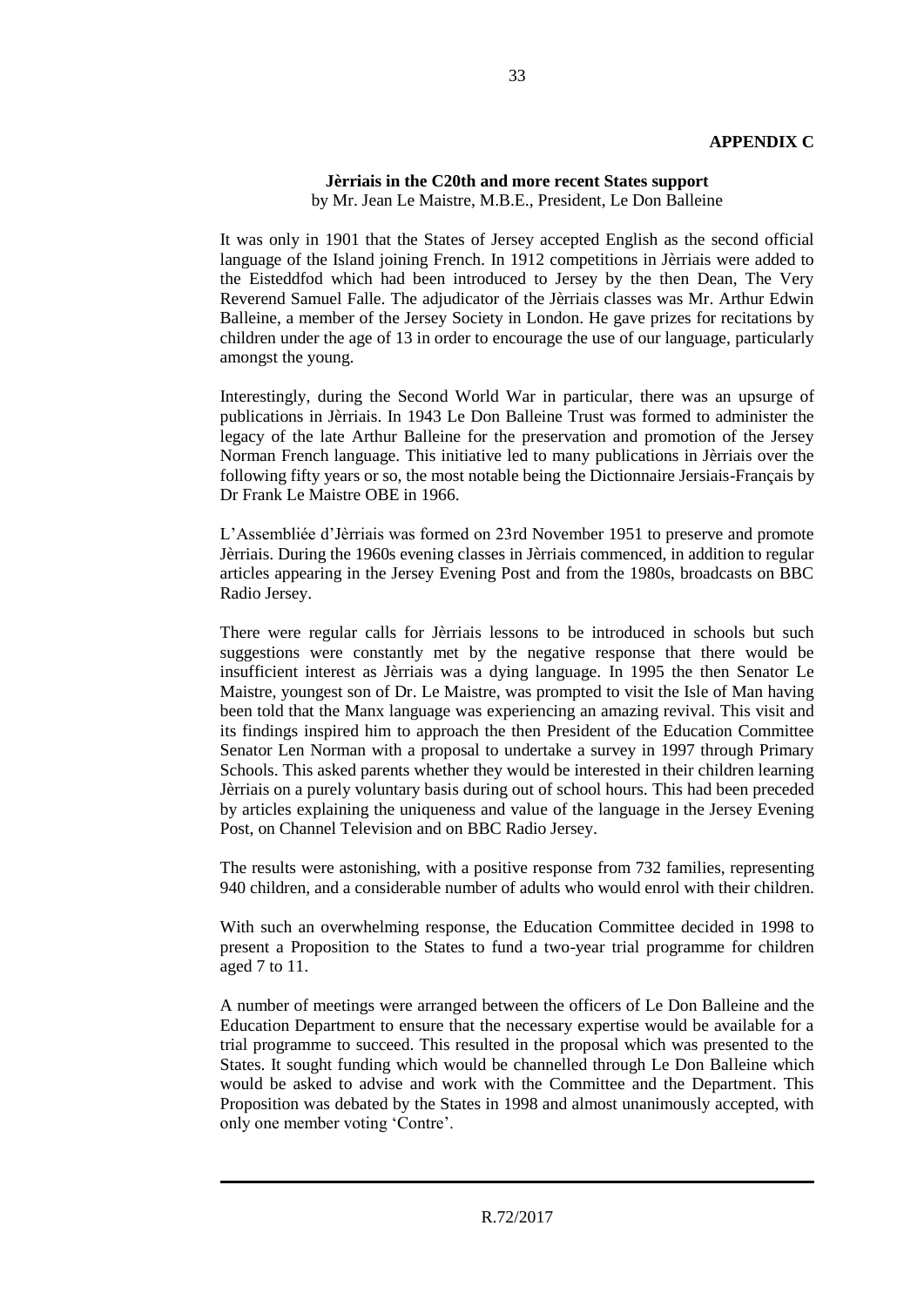**APPENDIX C**

**Jèrriais in the C20th and more recent States support**
by Mr. Jean Le Maistre, M.B.E., President, Le Don Balleine

It was only in 1901 that the States of Jersey accepted English as the second official language of the Island joining French. In 1912 competitions in Jèrriais were added to the Eisteddfod which had been introduced to Jersey by the then Dean, The Very Reverend Samuel Falle. The adjudicator of the Jèrriais classes was Mr. Arthur Edwin Balleine, a member of the Jersey Society in London. He gave prizes for recitations by children under the age of 13 in order to encourage the use of our language, particularly amongst the young.

Interestingly, during the Second World War in particular, there was an upsurge of publications in Jèrriais. In 1943 Le Don Balleine Trust was formed to administer the legacy of the late Arthur Balleine for the preservation and promotion of the Jersey Norman French language. This initiative led to many publications in Jèrriais over the following fifty years or so, the most notable being the Dictionnaire Jersiais-Français by Dr Frank Le Maistre OBE in 1966.

L'Assembliée d'Jèrriais was formed on 23rd November 1951 to preserve and promote Jèrriais. During the 1960s evening classes in Jèrriais commenced, in addition to regular articles appearing in the Jersey Evening Post and from the 1980s, broadcasts on BBC Radio Jersey.

There were regular calls for Jèrriais lessons to be introduced in schools but such suggestions were constantly met by the negative response that there would be insufficient interest as Jèrriais was a dying language. In 1995 the then Senator Le Maistre, youngest son of Dr. Le Maistre, was prompted to visit the Isle of Man having been told that the Manx language was experiencing an amazing revival. This visit and its findings inspired him to approach the then President of the Education Committee Senator Len Norman with a proposal to undertake a survey in 1997 through Primary Schools. This asked parents whether they would be interested in their children learning Jèrriais on a purely voluntary basis during out of school hours. This had been preceded by articles explaining the uniqueness and value of the language in the Jersey Evening Post, on Channel Television and on BBC Radio Jersey.

The results were astonishing, with a positive response from 732 families, representing 940 children, and a considerable number of adults who would enrol with their children.

With such an overwhelming response, the Education Committee decided in 1998 to present a Proposition to the States to fund a two-year trial programme for children aged 7 to 11.

A number of meetings were arranged between the officers of Le Don Balleine and the Education Department to ensure that the necessary expertise would be available for a trial programme to succeed. This resulted in the proposal which was presented to the States. It sought funding which would be channelled through Le Don Balleine which would be asked to advise and work with the Committee and the Department. This Proposition was debated by the States in 1998 and almost unanimously accepted, with only one member voting 'Contre'.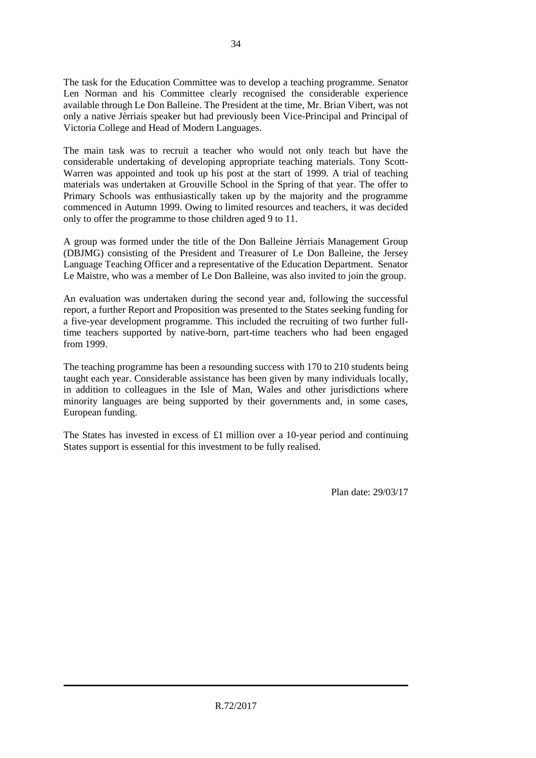The task for the Education Committee was to develop a teaching programme. Senator Len Norman and his Committee clearly recognised the considerable experience available through Le Don Balleine. The President at the time, Mr. Brian Vibert, was not only a native Jèrriais speaker but had previously been Vice-Principal and Principal of Victoria College and Head of Modern Languages.

The main task was to recruit a teacher who would not only teach but have the considerable undertaking of developing appropriate teaching materials. Tony Scott-Warren was appointed and took up his post at the start of 1999. A trial of teaching materials was undertaken at Grouville School in the Spring of that year. The offer to Primary Schools was enthusiastically taken up by the majority and the programme commenced in Autumn 1999. Owing to limited resources and teachers, it was decided only to offer the programme to those children aged 9 to 11.

A group was formed under the title of the Don Balleine Jèrriais Management Group (DBJMG) consisting of the President and Treasurer of Le Don Balleine, the Jersey Language Teaching Officer and a representative of the Education Department. Senator Le Maistre, who was a member of Le Don Balleine, was also invited to join the group.

An evaluation was undertaken during the second year and, following the successful report, a further Report and Proposition was presented to the States seeking funding for a five-year development programme. This included the recruiting of two further full-time teachers supported by native-born, part-time teachers who had been engaged from 1999.

The teaching programme has been a resounding success with 170 to 210 students being taught each year. Considerable assistance has been given by many individuals locally, in addition to colleagues in the Isle of Man, Wales and other jurisdictions where minority languages are being supported by their governments and, in some cases, European funding.

The States has invested in excess of £1 million over a 10-year period and continuing States support is essential for this investment to be fully realised.

Plan date: 29/03/17